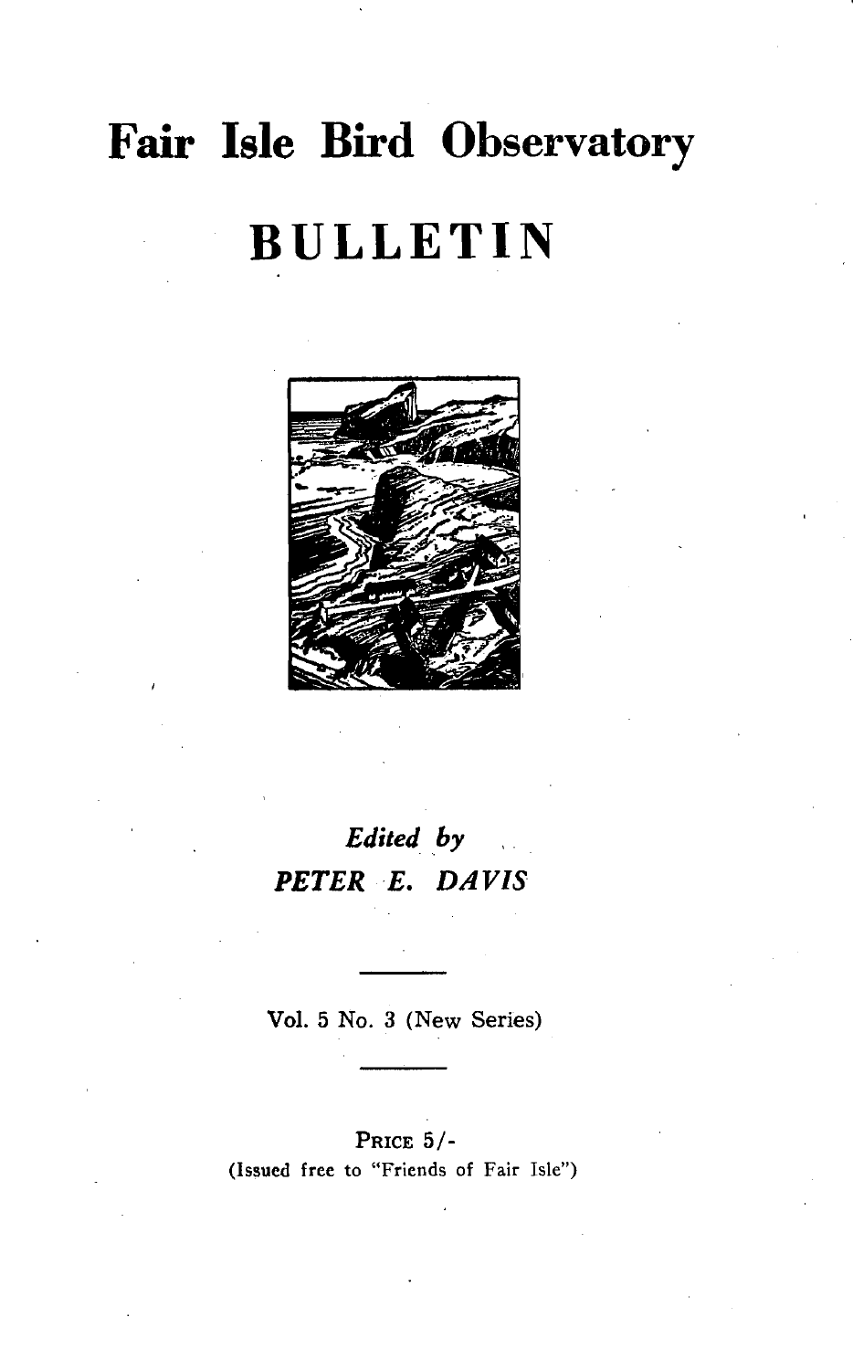# Fair Isle Bird Observatory

# BULLETIN

*Edited by*

***PETER E. DAVIS***

Vol. 5 No. 3 (New Series)

PRICE 5/-

(Issued free to "Friends of Fair Isle")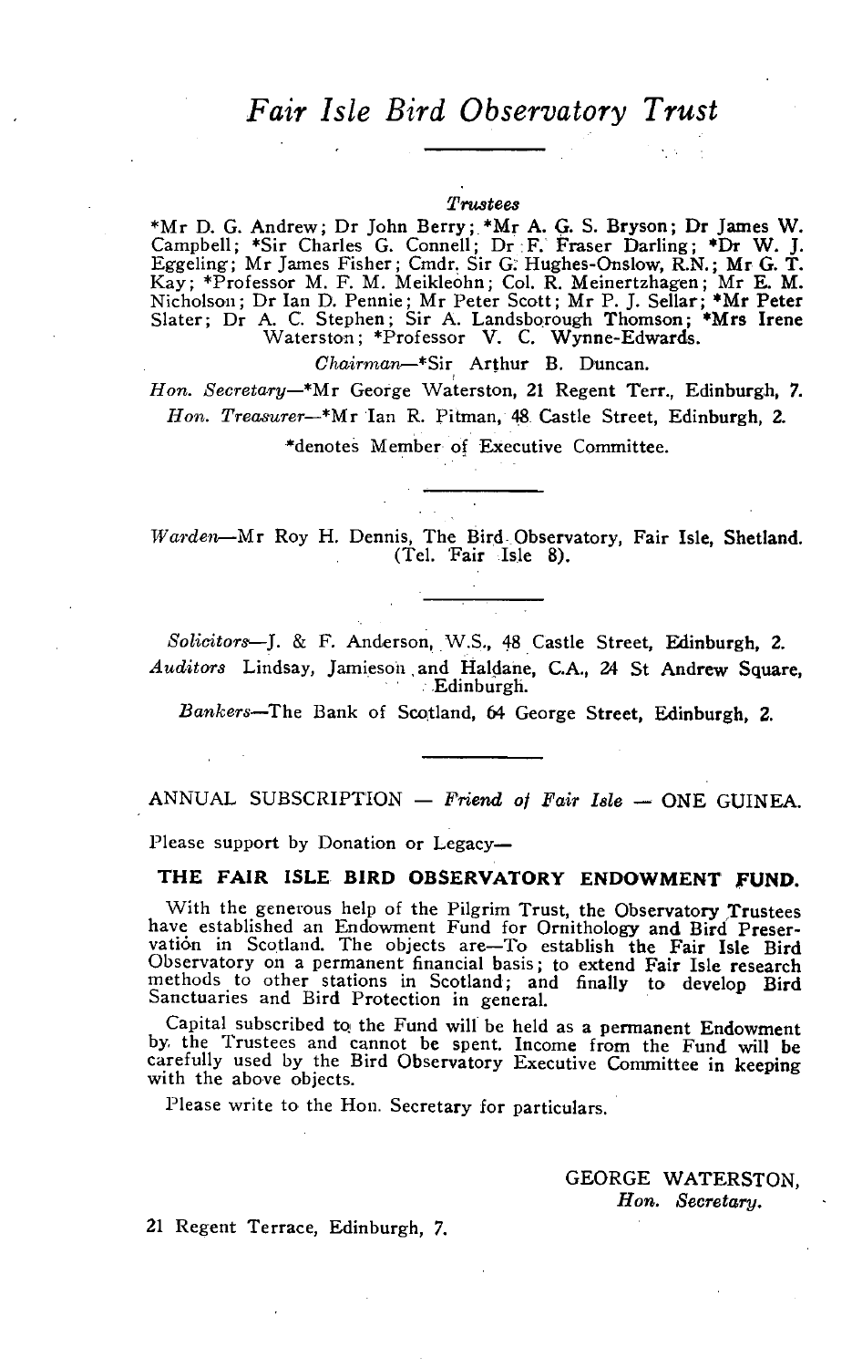# *Fair Isle Bird Observatory Trust*

*Trustees*

*Mr D. G. Andrew; Dr John Berry; *Mr A. G. S. Bryson; Dr James W. Campbell; *Sir Charles G. Connell; Dr F. Fraser Darling; *Dr W. J. Eggeling; Mr James Fisher; Cmdr. Sir G. Hughes-Onslow, R.N.; Mr G. T. Kay; *Professor M. F. M. Meikleohn; Col. R. Meinertzhagen; Mr E. M. Nicholson; Dr Ian D. Pennie; Mr Peter Scott; Mr P. J. Sellar; *Mr Peter Slater; Dr A. C. Stephen; Sir A. Landsborough Thomson; *Mrs Irene Waterston; *Professor V. C. Wynne-Edwards.

*Chairman*—*Sir Arthur B. Duncan.

*Hon. Secretary*—*Mr George Waterston, 21 Regent Terr., Edinburgh, 7.

*Hon. Treasurer*—*Mr Ian R. Pitman, 48 Castle Street, Edinburgh, 2.

*denotes Member of Executive Committee.

---

*Warden*—Mr Roy H. Dennis, The Bird Observatory, Fair Isle, Shetland. (Tel. Fair Isle 8).

---

*Solicitors*—J. & F. Anderson, W.S., 48 Castle Street, Edinburgh, 2.

*Auditors* Lindsay, Jamieson and Haldane, C.A., 24 St Andrew Square, Edinburgh.

*Bankers*—The Bank of Scotland, 64 George Street, Edinburgh, 2.

---

ANNUAL SUBSCRIPTION — *Friend of Fair Isle* — ONE GUINEA.

Please support by Donation or Legacy—

**THE FAIR ISLE BIRD OBSERVATORY ENDOWMENT FUND.**

With the generous help of the Pilgrim Trust, the Observatory Trustees have established an Endowment Fund for Ornithology and Bird Preservation in Scotland. The objects are—To establish the Fair Isle Bird Observatory on a permanent financial basis; to extend Fair Isle research methods to other stations in Scotland; and finally to develop Bird Sanctuaries and Bird Protection in general.

Capital subscribed to the Fund will be held as a permanent Endowment by the Trustees and cannot be spent. Income from the Fund will be carefully used by the Bird Observatory Executive Committee in keeping with the above objects.

Please write to the Hon. Secretary for particulars.

GEORGE WATERSTON,
*Hon. Secretary.*

21 Regent Terrace, Edinburgh, 7.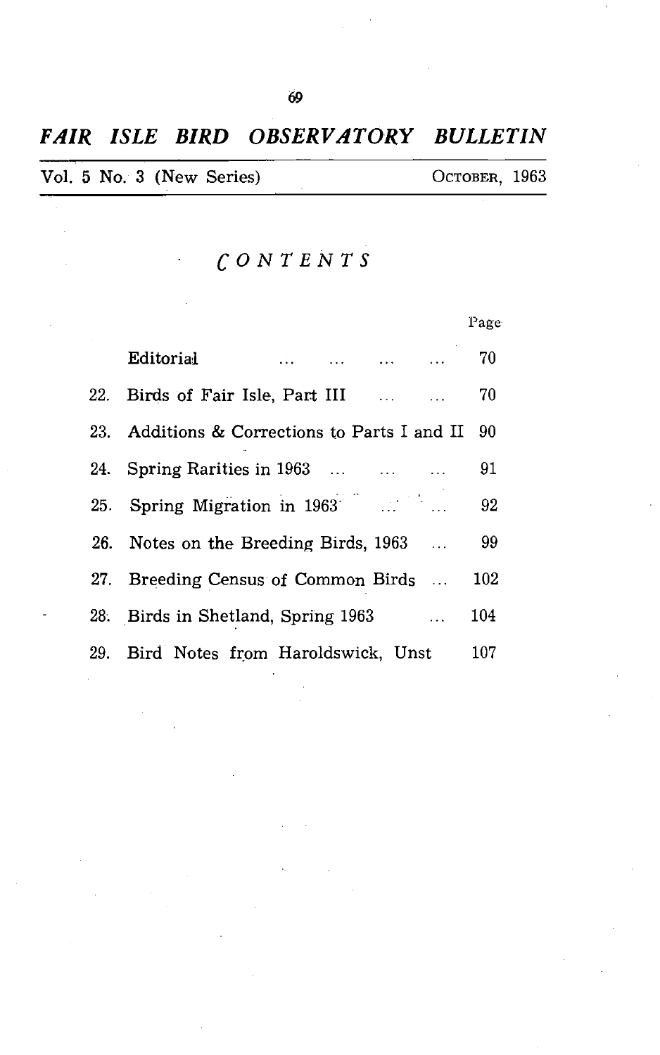# *FAIR ISLE BIRD OBSERVATORY BULLETIN*

Vol. 5 No. 3 (New Series) OCTOBER, 1963

## *CONTENTS*

| | | Page |
|---|---|---|
| | Editorial | 70 |
| 22. | Birds of Fair Isle, Part III | 70 |
| 23. | Additions & Corrections to Parts I and II | 90 |
| 24. | Spring Rarities in 1963 | 91 |
| 25. | Spring Migration in 1963 | 92 |
| 26. | Notes on the Breeding Birds, 1963 | 99 |
| 27. | Breeding Census of Common Birds | 102 |
| 28. | Birds in Shetland, Spring 1963 | 104 |
| 29. | Bird Notes from Haroldswick, Unst | 107 |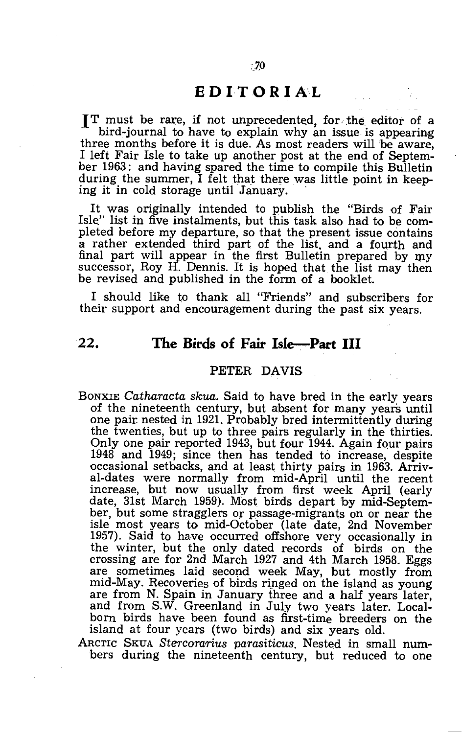# EDITORIAL

IT must be rare, if not unprecedented, for the editor of a bird-journal to have to explain why an issue is appearing three months before it is due. As most readers will be aware, I left Fair Isle to take up another post at the end of September 1963: and having spared the time to compile this Bulletin during the summer, I felt that there was little point in keeping it in cold storage until January.

It was originally intended to publish the "Birds of Fair Isle" list in five instalments, but this task also had to be completed before my departure, so that the present issue contains a rather extended third part of the list, and a fourth and final part will appear in the first Bulletin prepared by my successor, Roy H. Dennis. It is hoped that the list may then be revised and published in the form of a booklet.

I should like to thank all "Friends" and subscribers for their support and encouragement during the past six years.

## 22. The Birds of Fair Isle—Part III

PETER DAVIS

BONXIE *Catharacta skua*. Said to have bred in the early years of the nineteenth century, but absent for many years until one pair nested in 1921. Probably bred intermittently during the twenties, but up to three pairs regularly in the thirties. Only one pair reported 1943, but four 1944. Again four pairs 1948 and 1949; since then has tended to increase, despite occasional setbacks, and at least thirty pairs in 1963. Arrival-dates were normally from mid-April until the recent increase, but now usually from first week April (early date, 31st March 1959). Most birds depart by mid-September, but some stragglers or passage-migrants on or near the isle most years to mid-October (late date, 2nd November 1957). Said to have occurred offshore very occasionally in the winter, but the only dated records of birds on the crossing are for 2nd March 1927 and 4th March 1958. Eggs are sometimes laid second week May, but mostly from mid-May. Recoveries of birds ringed on the island as young are from N. Spain in January three and a half years later, and from S.W. Greenland in July two years later. Local-born birds have been found as first-time breeders on the island at four years (two birds) and six years old.

ARCTIC SKUA *Stercorarius parasiticus*. Nested in small numbers during the nineteenth century, but reduced to one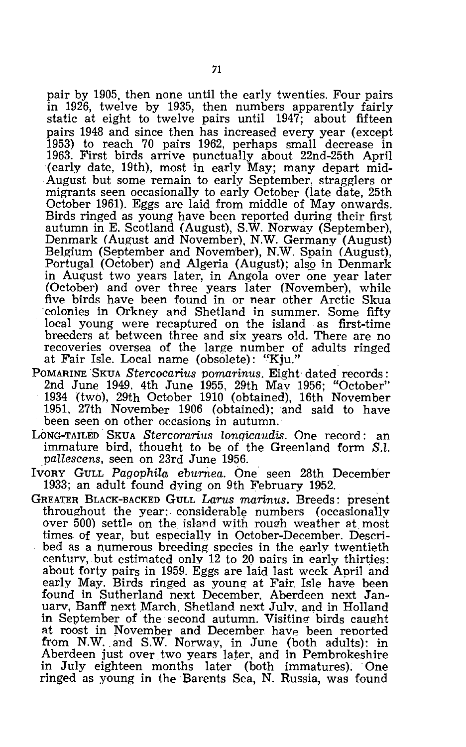pair by 1905, then none until the early twenties. Four pairs in 1926, twelve by 1935, then numbers apparently fairly static at eight to twelve pairs until 1947; about fifteen pairs 1948 and since then has increased every year (except 1953) to reach 70 pairs 1962, perhaps small decrease in 1963. First birds arrive punctually about 22nd-25th April (early date, 19th), most in early May; many depart mid-August but some remain to early September, stragglers or migrants seen occasionally to early October (late date, 25th October 1961). Eggs are laid from middle of May onwards. Birds ringed as young have been reported during their first autumn in E. Scotland (August), S.W. Norway (September), Denmark (August and November), N.W. Germany (August) Belgium (September and November), N.W. Spain (August), Portugal (October) and Algeria (August); also in Denmark in August two years later, in Angola over one year later (October) and over three years later (November), while five birds have been found in or near other Arctic Skua colonies in Orkney and Shetland in summer. Some fifty local young were recaptured on the island as first-time breeders at between three and six years old. There are no recoveries oversea of the large number of adults ringed at Fair Isle. Local name (obsolete): "Kju."

POMARINE SKUA *Stercocarius pomarinus*. Eight dated records: 2nd June 1949, 4th June 1955, 29th May 1956; "October" 1934 (two), 29th October 1910 (obtained), 16th November 1951, 27th November 1906 (obtained); and said to have been seen on other occasions in autumn.

LONG-TAILED SKUA *Stercorarius longicaudis*. One record: an immature bird, thought to be of the Greenland form *S.l. pallescens*, seen on 23rd June 1956.

IVORY GULL *Pagophila eburnea*. One seen 28th December 1933; an adult found dying on 9th February 1952.

GREATER BLACK-BACKED GULL *Larus marinus*. Breeds: present throughout the year; considerable numbers (occasionally over 500) settle on the island with rough weather at most times of year, but especially in October-December. Described as a numerous breeding species in the early twentieth century, but estimated only 12 to 20 pairs in early thirties: about forty pairs in 1959. Eggs are laid last week April and early May. Birds ringed as young at Fair Isle have been found in Sutherland next December, Aberdeen next January, Banff next March, Shetland next July, and in Holland in September of the second autumn. Visiting birds caught at roost in November and December have been reported from N.W. and S.W. Norway, in June (both adults): in Aberdeen just over two years later, and in Pembrokeshire in July eighteen months later (both immatures). One ringed as young in the Barents Sea, N. Russia, was found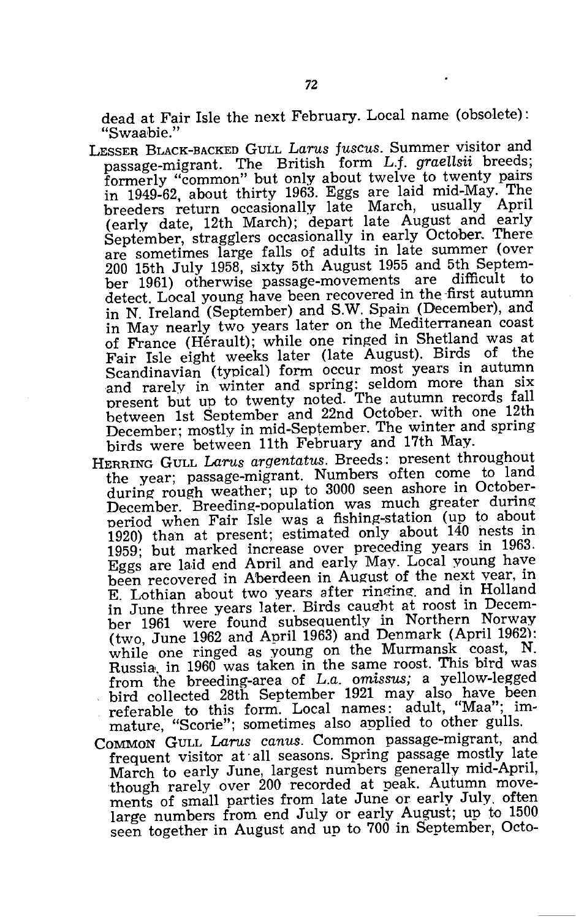dead at Fair Isle the next February. Local name (obsolete): "Swaabie."

LESSER BLACK-BACKED GULL *Larus fuscus*. Summer visitor and passage-migrant. The British form *L.f. graellsii* breeds; formerly "common" but only about twelve to twenty pairs in 1949-62, about thirty 1963. Eggs are laid mid-May. The breeders return occasionally late March, usually April (early date, 12th March); depart late August and early September, stragglers occasionally in early October. There are sometimes large falls of adults in late summer (over 200 15th July 1958, sixty 5th August 1955 and 5th September 1961) otherwise passage-movements are difficult to detect. Local young have been recovered in the first autumn in N. Ireland (September) and S.W. Spain (December), and in May nearly two years later on the Mediterranean coast of France (Hérault); while one ringed in Shetland was at Fair Isle eight weeks later (late August). Birds of the Scandinavian (typical) form occur most years in autumn and rarely in winter and spring: seldom more than six present but up to twenty noted. The autumn records fall between 1st September and 22nd October, with one 12th December; mostly in mid-September. The winter and spring birds were between 11th February and 17th May.

HERRING GULL *Larus argentatus*. Breeds: present throughout the year; passage-migrant. Numbers often come to land during rough weather; up to 3000 seen ashore in October-December. Breeding-population was much greater during period when Fair Isle was a fishing-station (up to about 1920) than at present; estimated only about 140 nests in 1959; but marked increase over preceding years in 1963. Eggs are laid end April and early May. Local young have been recovered in Aberdeen in August of the next year, in E. Lothian about two years after ringing, and in Holland in June three years later. Birds caught at roost in December 1961 were found subsequently in Northern Norway (two, June 1962 and April 1963) and Denmark (April 1962): while one ringed as young on the Murmansk coast, N. Russia, in 1960 was taken in the same roost. This bird was from the breeding-area of *L.a. omissus;* a yellow-legged bird collected 28th September 1921 may also have been referable to this form. Local names: adult, "Maa"; immature, "Scorie"; sometimes also applied to other gulls.

COMMON GULL *Larus canus*. Common passage-migrant, and frequent visitor at all seasons. Spring passage mostly late March to early June, largest numbers generally mid-April, though rarely over 200 recorded at peak. Autumn movements of small parties from late June or early July, often large numbers from end July or early August; up to 1500 seen together in August and up to 700 in September, Octo-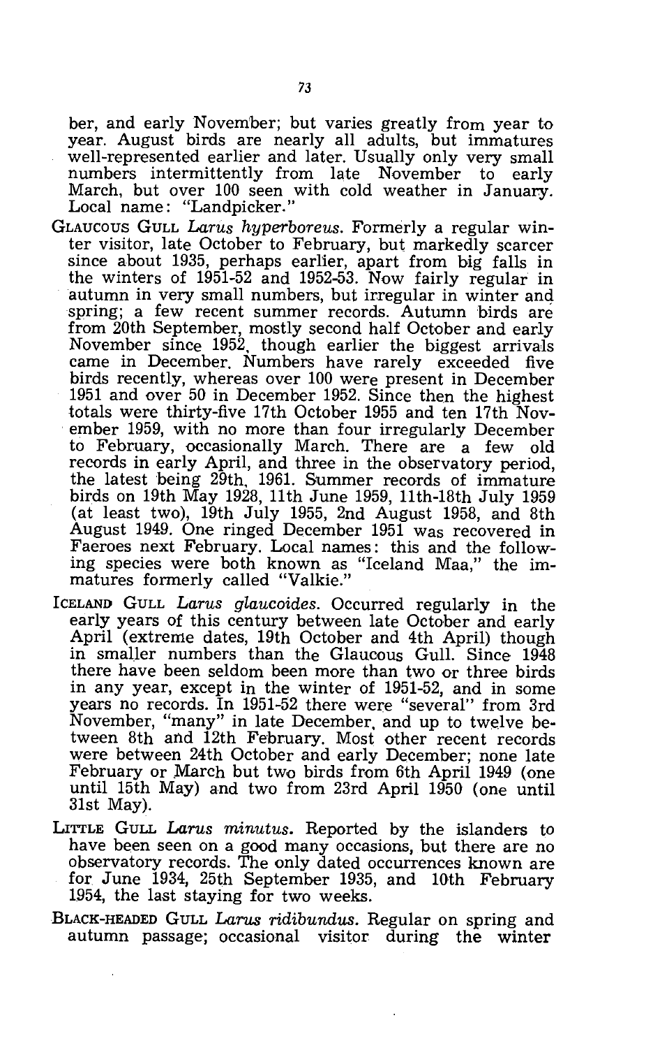ber, and early November; but varies greatly from year to year. August birds are nearly all adults, but immatures well-represented earlier and later. Usually only very small numbers intermittently from late November to early March, but over 100 seen with cold weather in January. Local name: "Landpicker."

GLAUCOUS GULL *Larus hyperboreus*. Formerly a regular winter visitor, late October to February, but markedly scarcer since about 1935, perhaps earlier, apart from big falls in the winters of 1951-52 and 1952-53. Now fairly regular in autumn in very small numbers, but irregular in winter and spring; a few recent summer records. Autumn birds are from 20th September, mostly second half October and early November since 1952, though earlier the biggest arrivals came in December. Numbers have rarely exceeded five birds recently, whereas over 100 were present in December 1951 and over 50 in December 1952. Since then the highest totals were thirty-five 17th October 1955 and ten 17th November 1959, with no more than four irregularly December to February, occasionally March. There are a few old records in early April, and three in the observatory period, the latest being 29th, 1961. Summer records of immature birds on 19th May 1928, 11th June 1959, 11th-18th July 1959 (at least two), 19th July 1955, 2nd August 1958, and 8th August 1949. One ringed December 1951 was recovered in Faeroes next February. Local names: this and the following species were both known as "Iceland Maa," the immatures formerly called "Valkie."

ICELAND GULL *Larus glaucoides*. Occurred regularly in the early years of this century between late October and early April (extreme dates, 19th October and 4th April) though in smaller numbers than the Glaucous Gull. Since 1948 there have been seldom been more than two or three birds in any year, except in the winter of 1951-52, and in some years no records. In 1951-52 there were "several" from 3rd November, "many" in late December, and up to twelve between 8th and 12th February. Most other recent records were between 24th October and early December; none late February or March but two birds from 6th April 1949 (one until 15th May) and two from 23rd April 1950 (one until 31st May).

LITTLE GULL *Larus minutus*. Reported by the islanders to have been seen on a good many occasions, but there are no observatory records. The only dated occurrences known are for June 1934, 25th September 1935, and 10th February 1954, the last staying for two weeks.

BLACK-HEADED GULL *Larus ridibundus*. Regular on spring and autumn passage; occasional visitor during the winter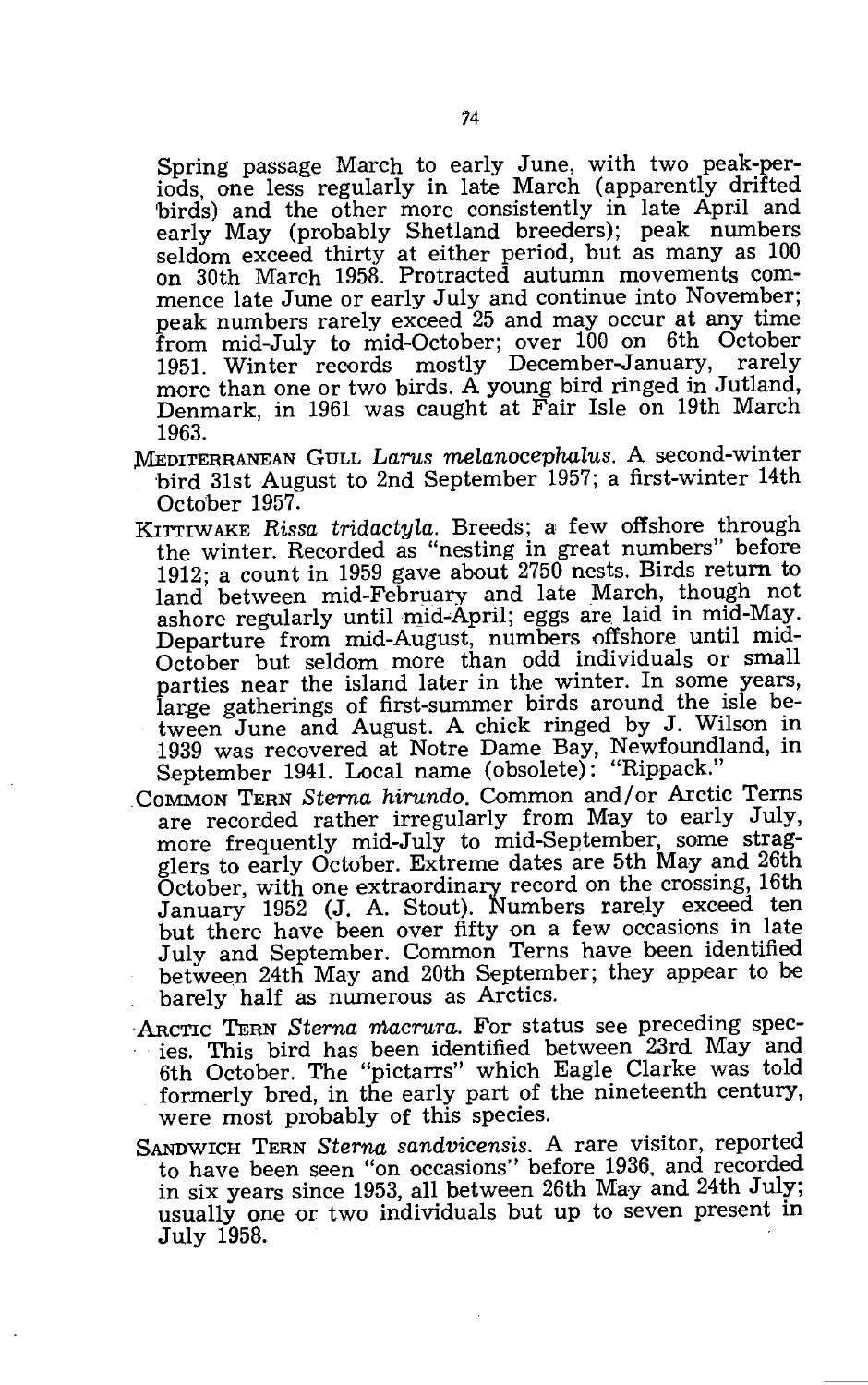Spring passage March to early June, with two peak-periods, one less regularly in late March (apparently drifted birds) and the other more consistently in late April and early May (probably Shetland breeders); peak numbers seldom exceed thirty at either period, but as many as 100 on 30th March 1958. Protracted autumn movements commence late June or early July and continue into November; peak numbers rarely exceed 25 and may occur at any time from mid-July to mid-October; over 100 on 6th October 1951. Winter records mostly December-January, rarely more than one or two birds. A young bird ringed in Jutland, Denmark, in 1961 was caught at Fair Isle on 19th March 1963.

MEDITERRANEAN GULL *Larus melanocephalus*. A second-winter bird 31st August to 2nd September 1957; a first-winter 14th October 1957.

KITTIWAKE *Rissa tridactyla*. Breeds; a few offshore through the winter. Recorded as "nesting in great numbers" before 1912; a count in 1959 gave about 2750 nests. Birds return to land between mid-February and late March, though not ashore regularly until mid-April; eggs are laid in mid-May. Departure from mid-August, numbers offshore until mid-October but seldom more than odd individuals or small parties near the island later in the winter. In some years, large gatherings of first-summer birds around the isle between June and August. A chick ringed by J. Wilson in 1939 was recovered at Notre Dame Bay, Newfoundland, in September 1941. Local name (obsolete): "Rippack."

COMMON TERN *Sterna hirundo*. Common and/or Arctic Terns are recorded rather irregularly from May to early July, more frequently mid-July to mid-September, some stragglers to early October. Extreme dates are 5th May and 26th October, with one extraordinary record on the crossing, 16th January 1952 (J. A. Stout). Numbers rarely exceed ten but there have been over fifty on a few occasions in late July and September. Common Terns have been identified between 24th May and 20th September; they appear to be barely half as numerous as Arctics.

ARCTIC TERN *Sterna macrura*. For status see preceding species. This bird has been identified between 23rd May and 6th October. The "pictarrs" which Eagle Clarke was told formerly bred, in the early part of the nineteenth century, were most probably of this species.

SANDWICH TERN *Sterna sandvicensis*. A rare visitor, reported to have been seen "on occasions" before 1936, and recorded in six years since 1953, all between 26th May and 24th July; usually one or two individuals but up to seven present in July 1958.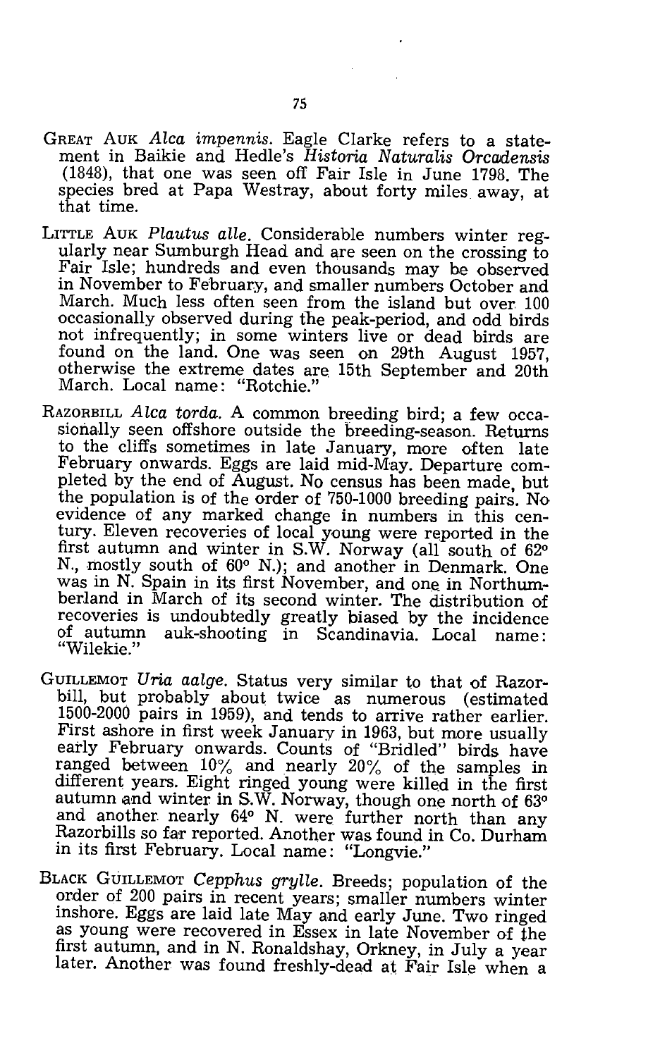GREAT AUK *Alca impennis*. Eagle Clarke refers to a statement in Baikie and Hedle's *Historia Naturalis Orcadensis* (1848), that one was seen off Fair Isle in June 1798. The species bred at Papa Westray, about forty miles away, at that time.

LITTLE AUK *Plautus alle*. Considerable numbers winter regularly near Sumburgh Head and are seen on the crossing to Fair Isle; hundreds and even thousands may be observed in November to February, and smaller numbers October and March. Much less often seen from the island but over 100 occasionally observed during the peak-period, and odd birds not infrequently; in some winters live or dead birds are found on the land. One was seen on 29th August 1957, otherwise the extreme dates are 15th September and 20th March. Local name: "Rotchie."

RAZORBILL *Alca torda*. A common breeding bird; a few occasionally seen offshore outside the breeding-season. Returns to the cliffs sometimes in late January, more often late February onwards. Eggs are laid mid-May. Departure completed by the end of August. No census has been made, but the population is of the order of 750-1000 breeding pairs. No evidence of any marked change in numbers in this century. Eleven recoveries of local young were reported in the first autumn and winter in S.W. Norway (all south of 62° N., mostly south of 60° N.); and another in Denmark. One was in N. Spain in its first November, and one in Northumberland in March of its second winter. The distribution of recoveries is undoubtedly greatly biased by the incidence of autumn auk-shooting in Scandinavia. Local name: "Wilekie."

GUILLEMOT *Uria aalge*. Status very similar to that of Razorbill, but probably about twice as numerous (estimated 1500-2000 pairs in 1959), and tends to arrive rather earlier. First ashore in first week January in 1963, but more usually early February onwards. Counts of "Bridled" birds have ranged between 10% and nearly 20% of the samples in different years. Eight ringed young were killed in the first autumn and winter in S.W. Norway, though one north of 63° and another nearly 64° N. were further north than any Razorbills so far reported. Another was found in Co. Durham in its first February. Local name: "Longvie."

BLACK GUILLEMOT *Cepphus grylle*. Breeds; population of the order of 200 pairs in recent years; smaller numbers winter inshore. Eggs are laid late May and early June. Two ringed as young were recovered in Essex in late November of the first autumn, and in N. Ronaldshay, Orkney, in July a year later. Another was found freshly-dead at Fair Isle when a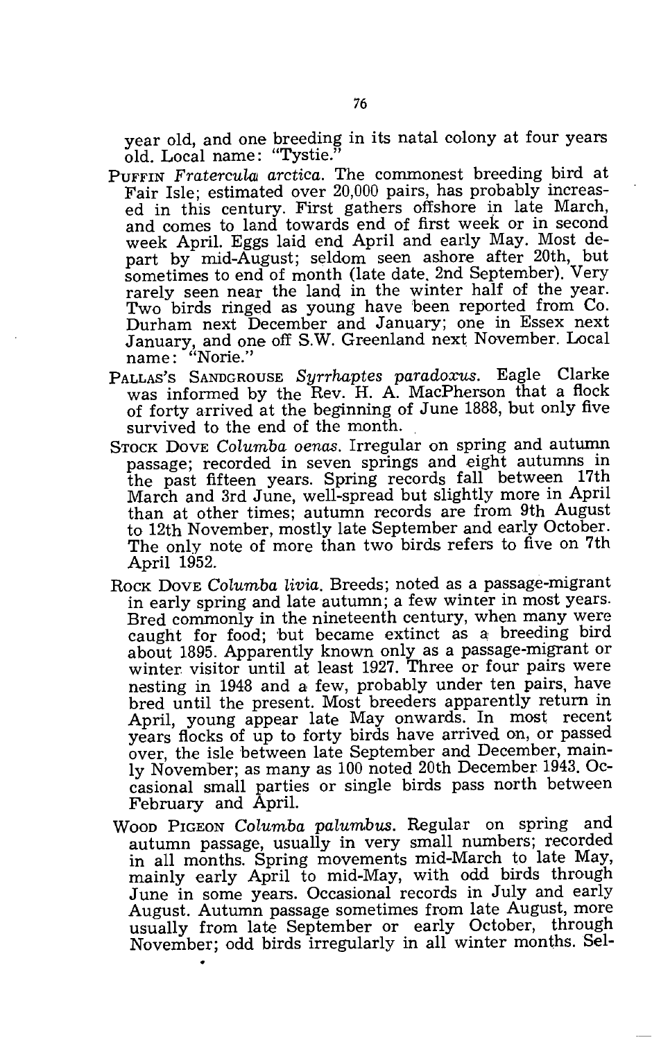year old, and one breeding in its natal colony at four years old. Local name: "Tystie."

PUFFIN *Fratercula arctica*. The commonest breeding bird at Fair Isle; estimated over 20,000 pairs, has probably increased in this century. First gathers offshore in late March, and comes to land towards end of first week or in second week April. Eggs laid end April and early May. Most depart by mid-August; seldom seen ashore after 20th, but sometimes to end of month (late date, 2nd September). Very rarely seen near the land in the winter half of the year. Two birds ringed as young have been reported from Co. Durham next December and January; one in Essex next January, and one off S.W. Greenland next November. Local name: "Norie."

PALLAS'S SANDGROUSE *Syrrhaptes paradoxus*. Eagle Clarke was informed by the Rev. H. A. MacPherson that a flock of forty arrived at the beginning of June 1888, but only five survived to the end of the month.

STOCK DOVE *Columba oenas*. Irregular on spring and autumn passage; recorded in seven springs and eight autumns in the past fifteen years. Spring records fall between 17th March and 3rd June, well-spread but slightly more in April than at other times; autumn records are from 9th August to 12th November, mostly late September and early October. The only note of more than two birds refers to five on 7th April 1952.

ROCK DOVE *Columba livia*. Breeds; noted as a passage-migrant in early spring and late autumn; a few winter in most years. Bred commonly in the nineteenth century, when many were caught for food; but became extinct as a breeding bird about 1895. Apparently known only as a passage-migrant or winter visitor until at least 1927. Three or four pairs were nesting in 1948 and a few, probably under ten pairs, have bred until the present. Most breeders apparently return in April, young appear late May onwards. In most recent years flocks of up to forty birds have arrived on, or passed over, the isle between late September and December, mainly November; as many as 100 noted 20th December 1943. Occasional small parties or single birds pass north between February and April.

WOOD PIGEON *Columba palumbus*. Regular on spring and autumn passage, usually in very small numbers; recorded in all months. Spring movements mid-March to late May, mainly early April to mid-May, with odd birds through June in some years. Occasional records in July and early August. Autumn passage sometimes from late August, more usually from late September or early October, through November; odd birds irregularly in all winter months. Sel-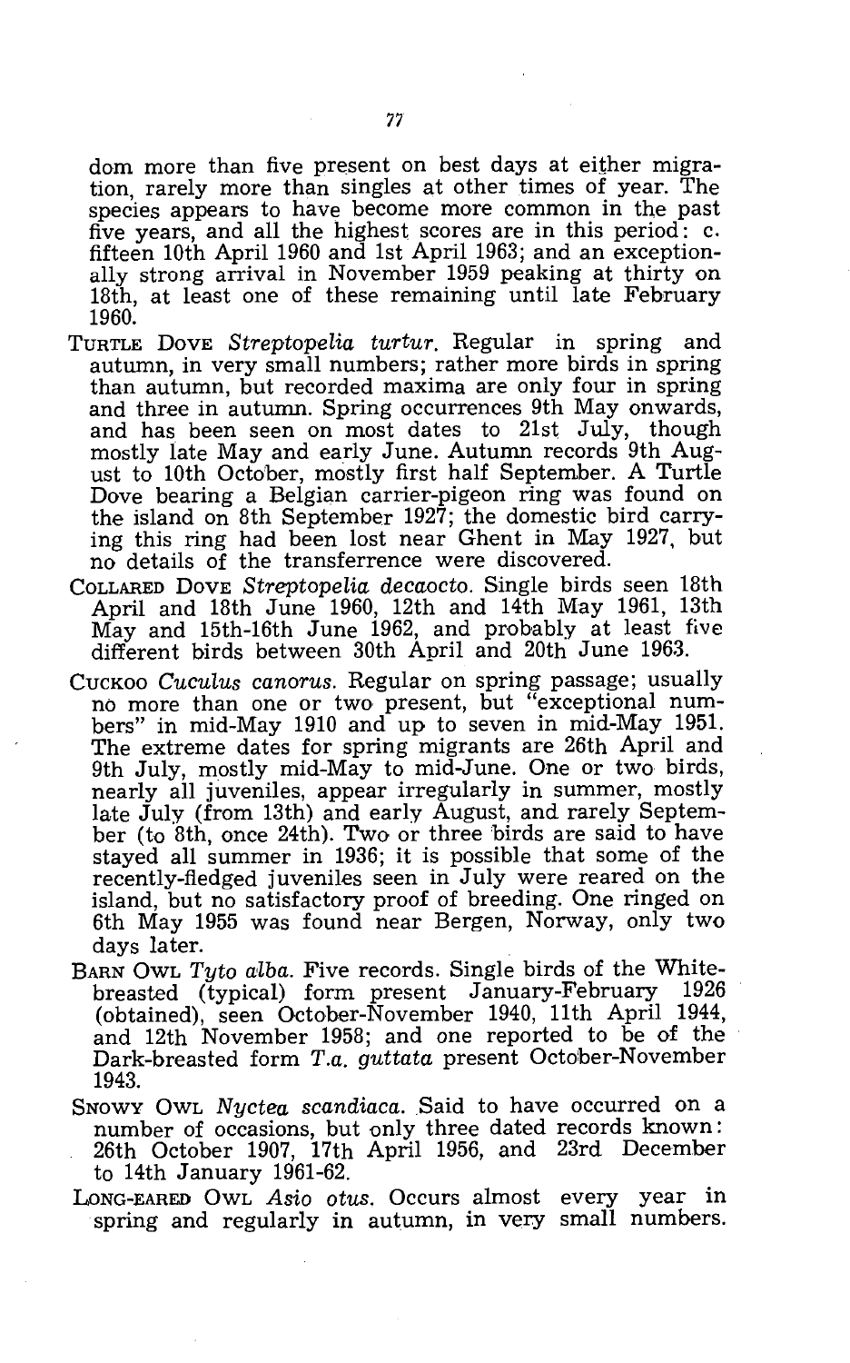dom more than five present on best days at either migration, rarely more than singles at other times of year. The species appears to have become more common in the past five years, and all the highest scores are in this period: c. fifteen 10th April 1960 and 1st April 1963; and an exceptionally strong arrival in November 1959 peaking at thirty on 18th, at least one of these remaining until late February 1960.

TURTLE DOVE *Streptopelia turtur*. Regular in spring and autumn, in very small numbers; rather more birds in spring than autumn, but recorded maxima are only four in spring and three in autumn. Spring occurrences 9th May onwards, and has been seen on most dates to 21st July, though mostly late May and early June. Autumn records 9th August to 10th October, mostly first half September. A Turtle Dove bearing a Belgian carrier-pigeon ring was found on the island on 8th September 1927; the domestic bird carrying this ring had been lost near Ghent in May 1927, but no details of the transferrence were discovered.

COLLARED DOVE *Streptopelia decaocto*. Single birds seen 18th April and 18th June 1960, 12th and 14th May 1961, 13th May and 15th-16th June 1962, and probably at least five different birds between 30th April and 20th June 1963.

CUCKOO *Cuculus canorus*. Regular on spring passage; usually no more than one or two present, but "exceptional numbers" in mid-May 1910 and up to seven in mid-May 1951. The extreme dates for spring migrants are 26th April and 9th July, mostly mid-May to mid-June. One or two birds, nearly all juveniles, appear irregularly in summer, mostly late July (from 13th) and early August, and rarely September (to 8th, once 24th). Two or three birds are said to have stayed all summer in 1936; it is possible that some of the recently-fledged juveniles seen in July were reared on the island, but no satisfactory proof of breeding. One ringed on 6th May 1955 was found near Bergen, Norway, only two days later.

BARN OWL *Tyto alba*. Five records. Single birds of the White-breasted (typical) form present January-February 1926 (obtained), seen October-November 1940, 11th April 1944, and 12th November 1958; and one reported to be of the Dark-breasted form *T.a. guttata* present October-November 1943.

SNOWY OWL *Nyctea scandiaca*. Said to have occurred on a number of occasions, but only three dated records known: 26th October 1907, 17th April 1956, and 23rd December to 14th January 1961-62.

LONG-EARED OWL *Asio otus*. Occurs almost every year in spring and regularly in autumn, in very small numbers.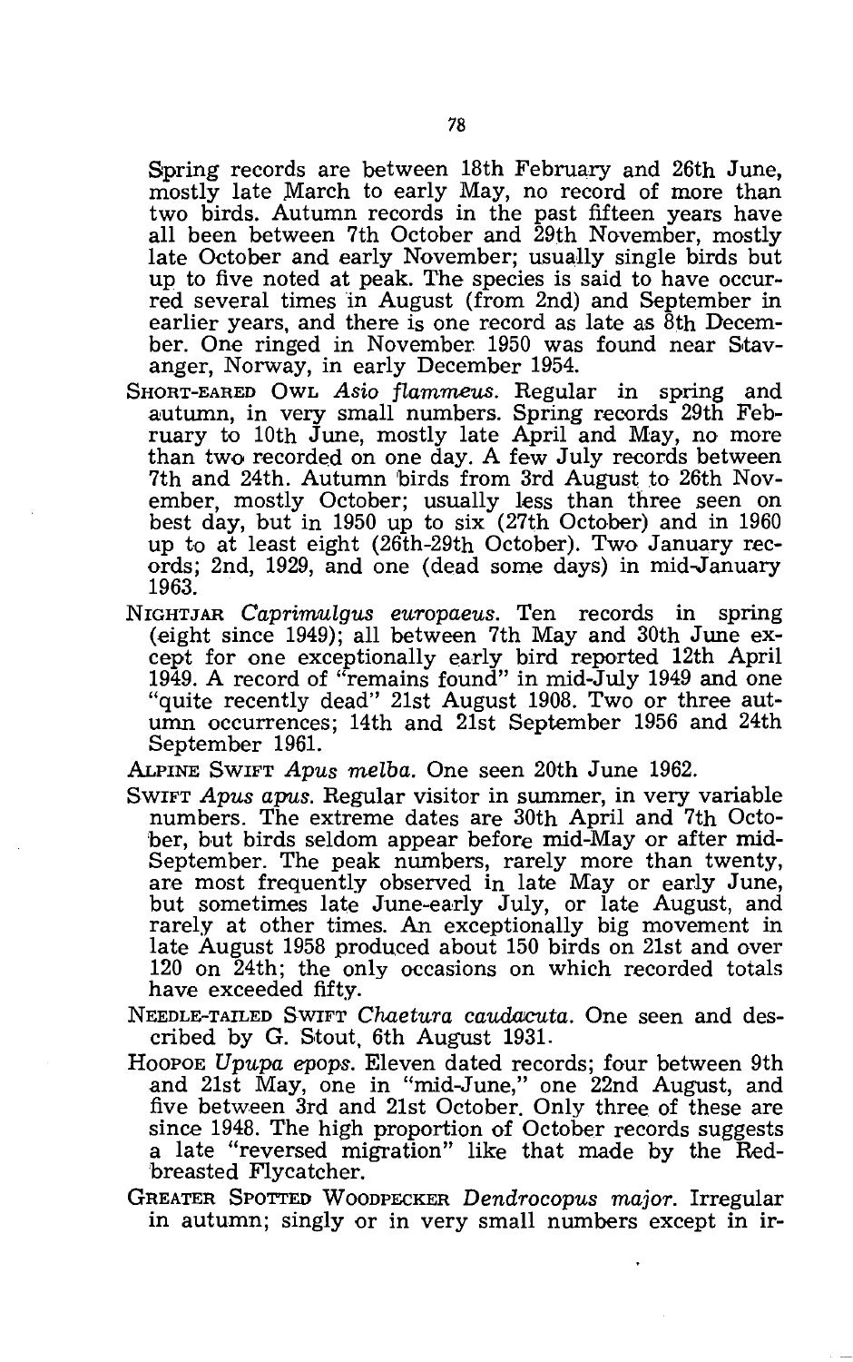Spring records are between 18th February and 26th June, mostly late March to early May, no record of more than two birds. Autumn records in the past fifteen years have all been between 7th October and 29th November, mostly late October and early November; usually single birds but up to five noted at peak. The species is said to have occurred several times in August (from 2nd) and September in earlier years, and there is one record as late as 8th December. One ringed in November 1950 was found near Stavanger, Norway, in early December 1954.

SHORT-EARED OWL *Asio flammeus*. Regular in spring and autumn, in very small numbers. Spring records 29th February to 10th June, mostly late April and May, no more than two recorded on one day. A few July records between 7th and 24th. Autumn birds from 3rd August to 26th November, mostly October; usually less than three seen on best day, but in 1950 up to six (27th October) and in 1960 up to at least eight (26th-29th October). Two January records; 2nd, 1929, and one (dead some days) in mid-January 1963.

NIGHTJAR *Caprimulgus europaeus*. Ten records in spring (eight since 1949); all between 7th May and 30th June except for one exceptionally early bird reported 12th April 1949. A record of "remains found" in mid-July 1949 and one "quite recently dead" 21st August 1908. Two or three autumn occurrences; 14th and 21st September 1956 and 24th September 1961.

ALPINE SWIFT *Apus melba*. One seen 20th June 1962.

SWIFT *Apus apus*. Regular visitor in summer, in very variable numbers. The extreme dates are 30th April and 7th October, but birds seldom appear before mid-May or after mid-September. The peak numbers, rarely more than twenty, are most frequently observed in late May or early June, but sometimes late June-early July, or late August, and rarely at other times. An exceptionally big movement in late August 1958 produced about 150 birds on 21st and over 120 on 24th; the only occasions on which recorded totals have exceeded fifty.

NEEDLE-TAILED SWIFT *Chaetura caudacuta*. One seen and described by G. Stout, 6th August 1931.

HOOPOE *Upupa epops*. Eleven dated records; four between 9th and 21st May, one in "mid-June," one 22nd August, and five between 3rd and 21st October. Only three of these are since 1948. The high proportion of October records suggests a late "reversed migration" like that made by the Red-breasted Flycatcher.

GREATER SPOTTED WOODPECKER *Dendrocopus major*. Irregular in autumn; singly or in very small numbers except in ir-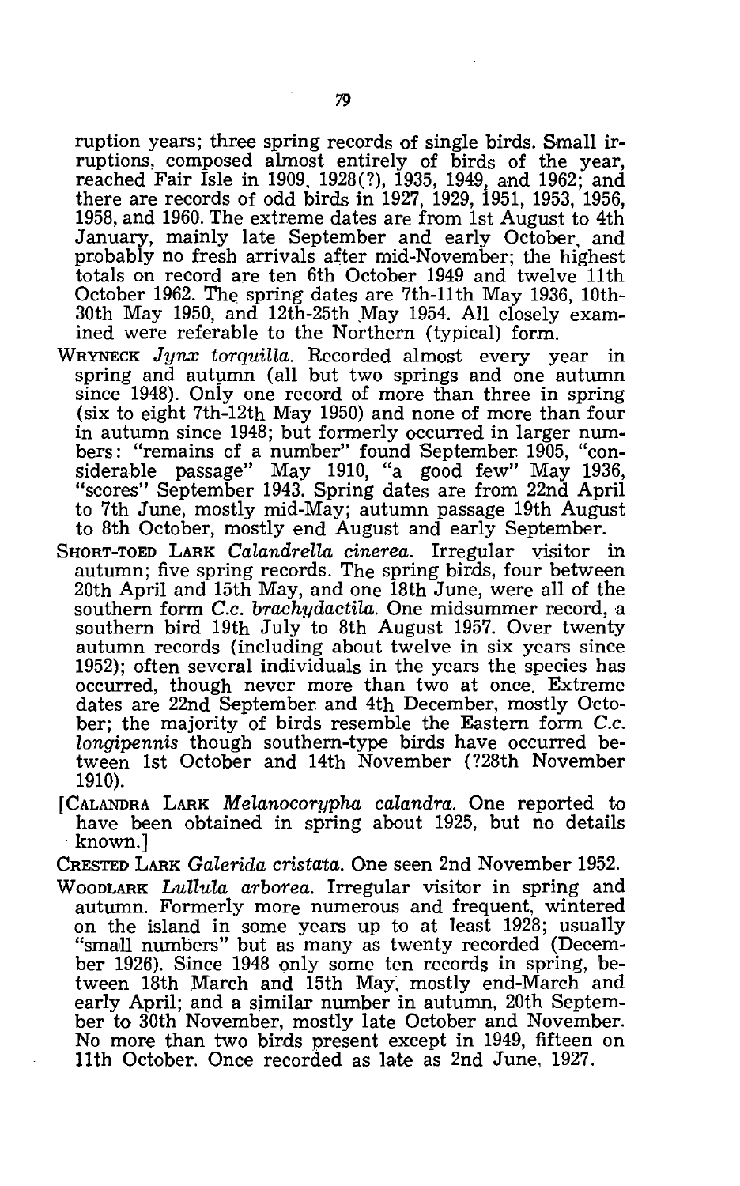ruption years; three spring records of single birds. Small irruptions, composed almost entirely of birds of the year, reached Fair Isle in 1909, 1928(?), 1935, 1949, and 1962; and there are records of odd birds in 1927, 1929, 1951, 1953, 1956, 1958, and 1960. The extreme dates are from 1st August to 4th January, mainly late September and early October, and probably no fresh arrivals after mid-November; the highest totals on record are ten 6th October 1949 and twelve 11th October 1962. The spring dates are 7th-11th May 1936, 10th-30th May 1950, and 12th-25th May 1954. All closely examined were referable to the Northern (typical) form.

WRYNECK *Jynx torquilla*. Recorded almost every year in spring and autumn (all but two springs and one autumn since 1948). Only one record of more than three in spring (six to eight 7th-12th May 1950) and none of more than four in autumn since 1948; but formerly occurred in larger numbers: "remains of a number" found September 1905, "considerable passage" May 1910, "a good few" May 1936, "scores" September 1943. Spring dates are from 22nd April to 7th June, mostly mid-May; autumn passage 19th August to 8th October, mostly end August and early September.

SHORT-TOED LARK *Calandrella cinerea*. Irregular visitor in autumn; five spring records. The spring birds, four between 20th April and 15th May, and one 18th June, were all of the southern form *C.c. brachydactila*. One midsummer record, a southern bird 19th July to 8th August 1957. Over twenty autumn records (including about twelve in six years since 1952); often several individuals in the years the species has occurred, though never more than two at once. Extreme dates are 22nd September and 4th December, mostly October; the majority of birds resemble the Eastern form *C.c. longipennis* though southern-type birds have occurred between 1st October and 14th November (?28th November 1910).

[CALANDRA LARK *Melanocorypha calandra*. One reported to have been obtained in spring about 1925, but no details known.]

CRESTED LARK *Galerida cristata*. One seen 2nd November 1952.

WOODLARK *Lullula arborea*. Irregular visitor in spring and autumn. Formerly more numerous and frequent, wintered on the island in some years up to at least 1928; usually "small numbers" but as many as twenty recorded (December 1926). Since 1948 only some ten records in spring, between 18th March and 15th May, mostly end-March and early April; and a similar number in autumn, 20th September to 30th November, mostly late October and November. No more than two birds present except in 1949, fifteen on 11th October. Once recorded as late as 2nd June, 1927.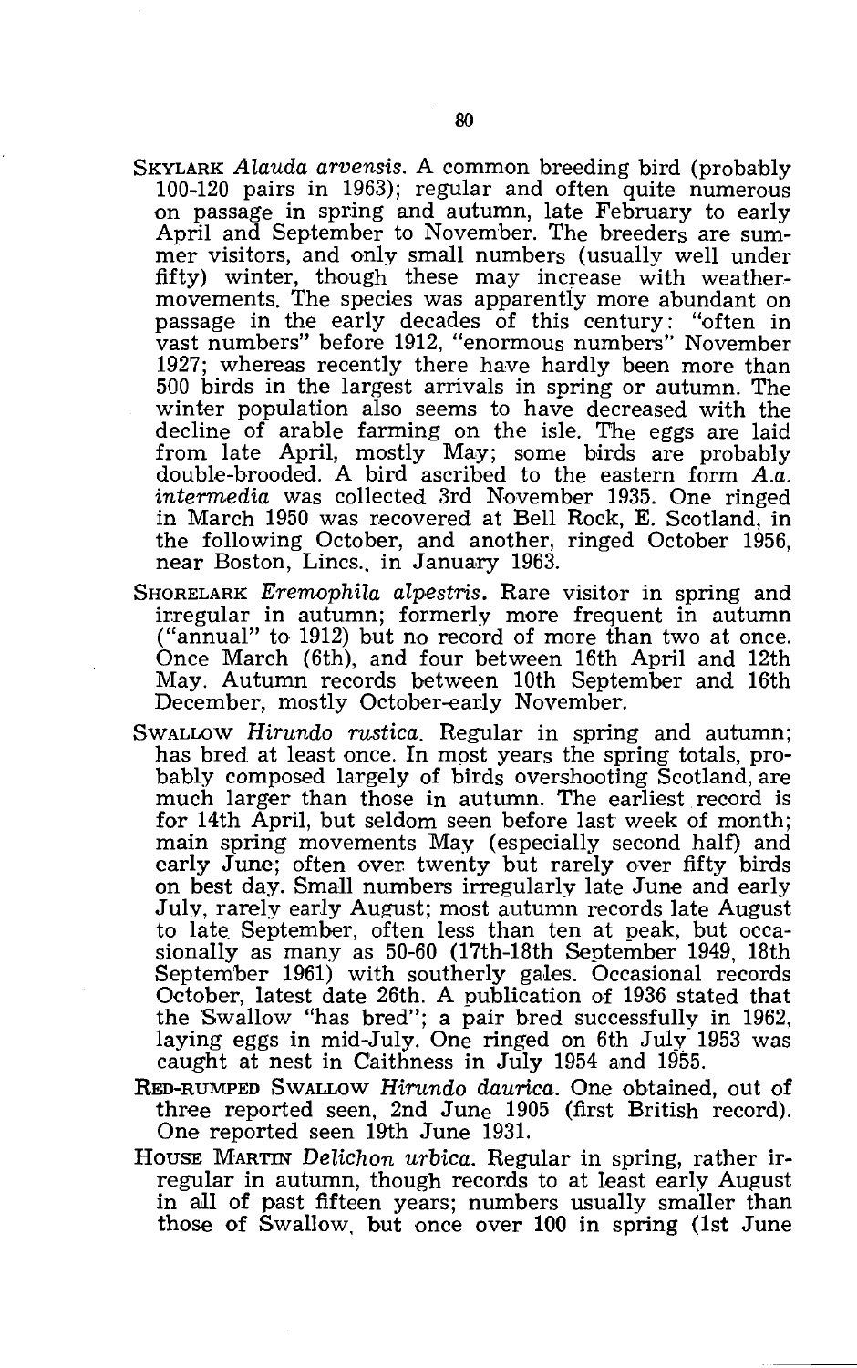SKYLARK *Alauda arvensis*. A common breeding bird (probably 100-120 pairs in 1963); regular and often quite numerous on passage in spring and autumn, late February to early April and September to November. The breeders are summer visitors, and only small numbers (usually well under fifty) winter, though these may increase with weather-movements. The species was apparently more abundant on passage in the early decades of this century: "often in vast numbers" before 1912, "enormous numbers" November 1927; whereas recently there have hardly been more than 500 birds in the largest arrivals in spring or autumn. The winter population also seems to have decreased with the decline of arable farming on the isle. The eggs are laid from late April, mostly May; some birds are probably double-brooded. A bird ascribed to the eastern form *A.a. intermedia* was collected 3rd November 1935. One ringed in March 1950 was recovered at Bell Rock, E. Scotland, in the following October, and another, ringed October 1956, near Boston, Lincs., in January 1963.

SHORELARK *Eremophila alpestris*. Rare visitor in spring and irregular in autumn; formerly more frequent in autumn ("annual" to 1912) but no record of more than two at once. Once March (6th), and four between 16th April and 12th May. Autumn records between 10th September and 16th December, mostly October-early November.

SWALLOW *Hirundo rustica*. Regular in spring and autumn; has bred at least once. In most years the spring totals, probably composed largely of birds overshooting Scotland, are much larger than those in autumn. The earliest record is for 14th April, but seldom seen before last week of month; main spring movements May (especially second half) and early June; often over twenty but rarely over fifty birds on best day. Small numbers irregularly late June and early July, rarely early August; most autumn records late August to late September, often less than ten at peak, but occasionally as many as 50-60 (17th-18th September 1949, 18th September 1961) with southerly gales. Occasional records October, latest date 26th. A publication of 1936 stated that the Swallow "has bred"; a pair bred successfully in 1962, laying eggs in mid-July. One ringed on 6th July 1953 was caught at nest in Caithness in July 1954 and 1955.

RED-RUMPED SWALLOW *Hirundo daurica*. One obtained, out of three reported seen, 2nd June 1905 (first British record). One reported seen 19th June 1931.

HOUSE MARTIN *Delichon urbica*. Regular in spring, rather irregular in autumn, though records to at least early August in all of past fifteen years; numbers usually smaller than those of Swallow, but once over 100 in spring (1st June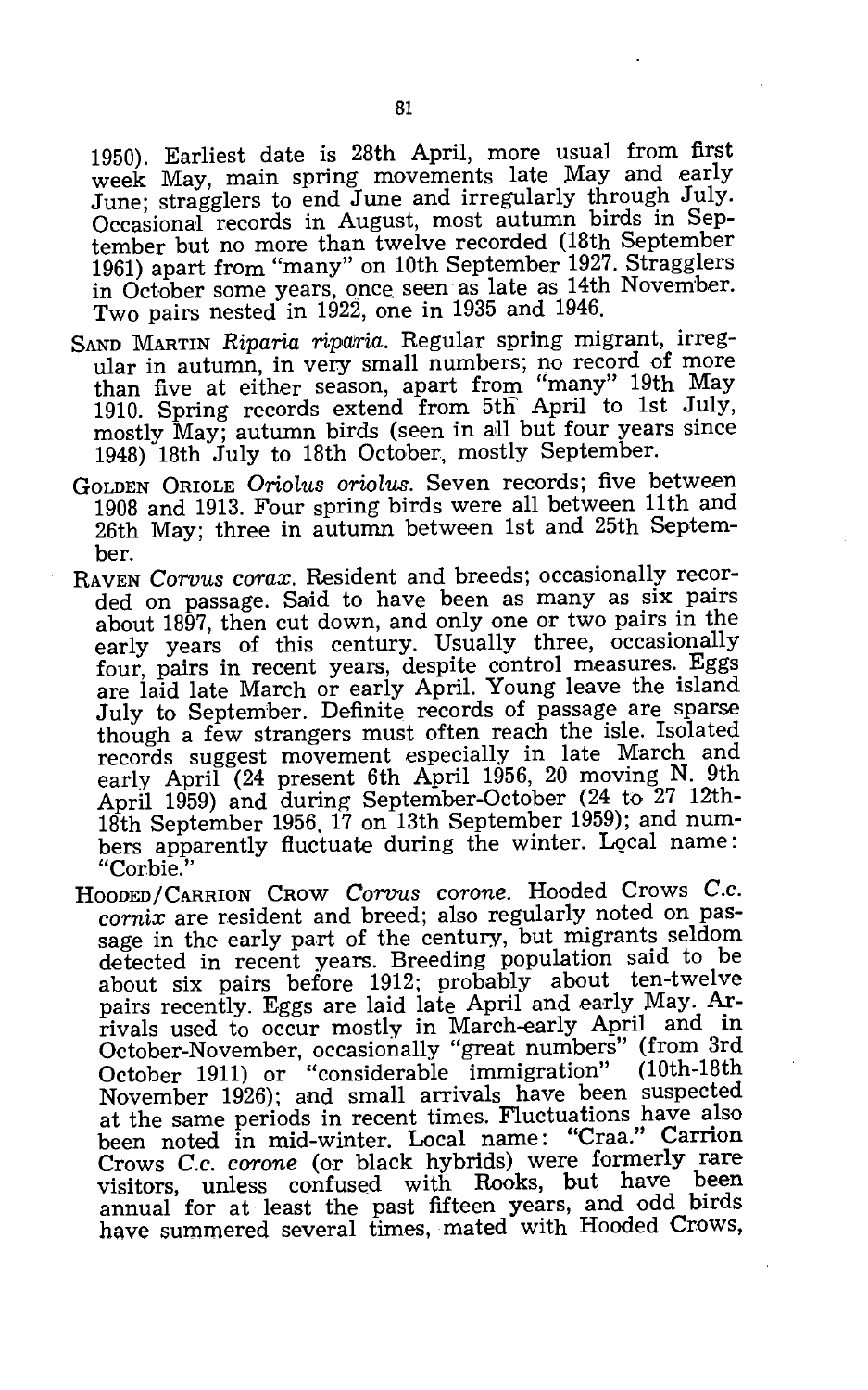1950). Earliest date is 28th April, more usual from first week May, main spring movements late May and early June; stragglers to end June and irregularly through July. Occasional records in August, most autumn birds in September but no more than twelve recorded (18th September 1961) apart from "many" on 10th September 1927. Stragglers in October some years, once seen as late as 14th November. Two pairs nested in 1922, one in 1935 and 1946.

SAND MARTIN *Riparia riparia*. Regular spring migrant, irregular in autumn, in very small numbers; no record of more than five at either season, apart from "many" 19th May 1910. Spring records extend from 5th April to 1st July, mostly May; autumn birds (seen in all but four years since 1948) 18th July to 18th October, mostly September.

GOLDEN ORIOLE *Oriolus oriolus*. Seven records; five between 1908 and 1913. Four spring birds were all between 11th and 26th May; three in autumn between 1st and 25th September.

RAVEN *Corvus corax*. Resident and breeds; occasionally recorded on passage. Said to have been as many as six pairs about 1897, then cut down, and only one or two pairs in the early years of this century. Usually three, occasionally four, pairs in recent years, despite control measures. Eggs are laid late March or early April. Young leave the island July to September. Definite records of passage are sparse though a few strangers must often reach the isle. Isolated records suggest movement especially in late March and early April (24 present 6th April 1956, 20 moving N. 9th April 1959) and during September-October (24 to 27 12th-18th September 1956, 17 on 13th September 1959); and numbers apparently fluctuate during the winter. Local name: "Corbie."

HOODED/CARRION CROW *Corvus corone*. Hooded Crows *C.c. cornix* are resident and breed; also regularly noted on passage in the early part of the century, but migrants seldom detected in recent years. Breeding population said to be about six pairs before 1912; probably about ten-twelve pairs recently. Eggs are laid late April and early May. Arrivals used to occur mostly in March-early April and in October-November, occasionally "great numbers" (from 3rd October 1911) or "considerable immigration" (10th-18th November 1926); and small arrivals have been suspected at the same periods in recent times. Fluctuations have also been noted in mid-winter. Local name: "Craa." Carrion Crows *C.c. corone* (or black hybrids) were formerly rare visitors, unless confused with Rooks, but have been annual for at least the past fifteen years, and odd birds have summered several times, mated with Hooded Crows,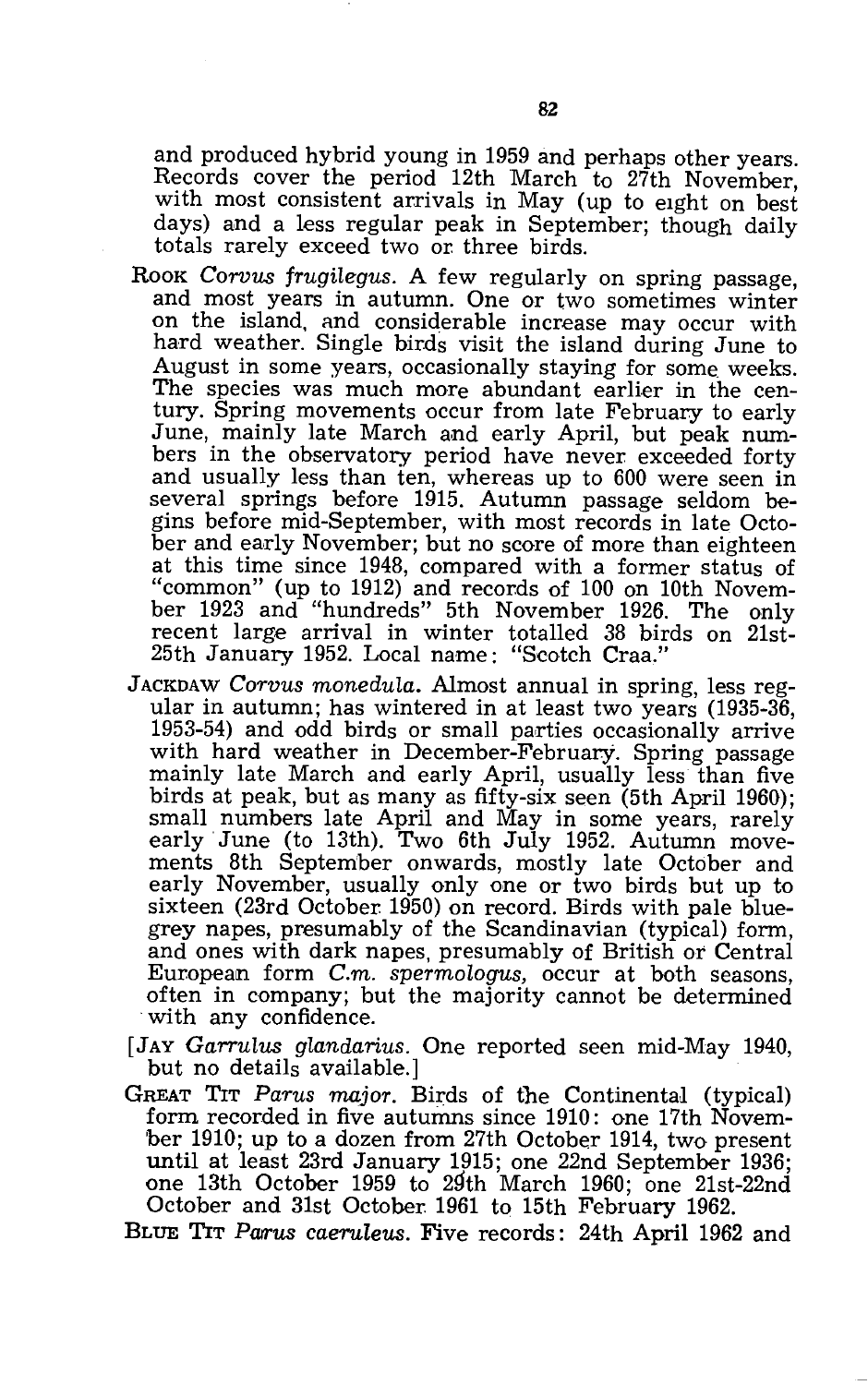and produced hybrid young in 1959 and perhaps other years. Records cover the period 12th March to 27th November, with most consistent arrivals in May (up to eight on best days) and a less regular peak in September; though daily totals rarely exceed two or three birds.

ROOK *Corvus frugilegus*. A few regularly on spring passage, and most years in autumn. One or two sometimes winter on the island, and considerable increase may occur with hard weather. Single birds visit the island during June to August in some years, occasionally staying for some weeks. The species was much more abundant earlier in the century. Spring movements occur from late February to early June, mainly late March and early April, but peak numbers in the observatory period have never exceeded forty and usually less than ten, whereas up to 600 were seen in several springs before 1915. Autumn passage seldom begins before mid-September, with most records in late October and early November; but no score of more than eighteen at this time since 1948, compared with a former status of "common" (up to 1912) and records of 100 on 10th November 1923 and "hundreds" 5th November 1926. The only recent large arrival in winter totalled 38 birds on 21st-25th January 1952. Local name: "Scotch Craa."

JACKDAW *Corvus monedula*. Almost annual in spring, less regular in autumn; has wintered in at least two years (1935-36, 1953-54) and odd birds or small parties occasionally arrive with hard weather in December-February. Spring passage mainly late March and early April, usually less than five birds at peak, but as many as fifty-six seen (5th April 1960); small numbers late April and May in some years, rarely early June (to 13th). Two 6th July 1952. Autumn movements 8th September onwards, mostly late October and early November, usually only one or two birds but up to sixteen (23rd October 1950) on record. Birds with pale blue-grey napes, presumably of the Scandinavian (typical) form, and ones with dark napes, presumably of British or Central European form *C.m. spermologus*, occur at both seasons, often in company; but the majority cannot be determined with any confidence.

[JAY *Garrulus glandarius*. One reported seen mid-May 1940, but no details available.]

GREAT TIT *Parus major*. Birds of the Continental (typical) form recorded in five autumns since 1910: one 17th November 1910; up to a dozen from 27th October 1914, two present until at least 23rd January 1915; one 22nd September 1936; one 13th October 1959 to 29th March 1960; one 21st-22nd October and 31st October 1961 to 15th February 1962.

BLUE TIT *Parus caeruleus*. Five records: 24th April 1962 and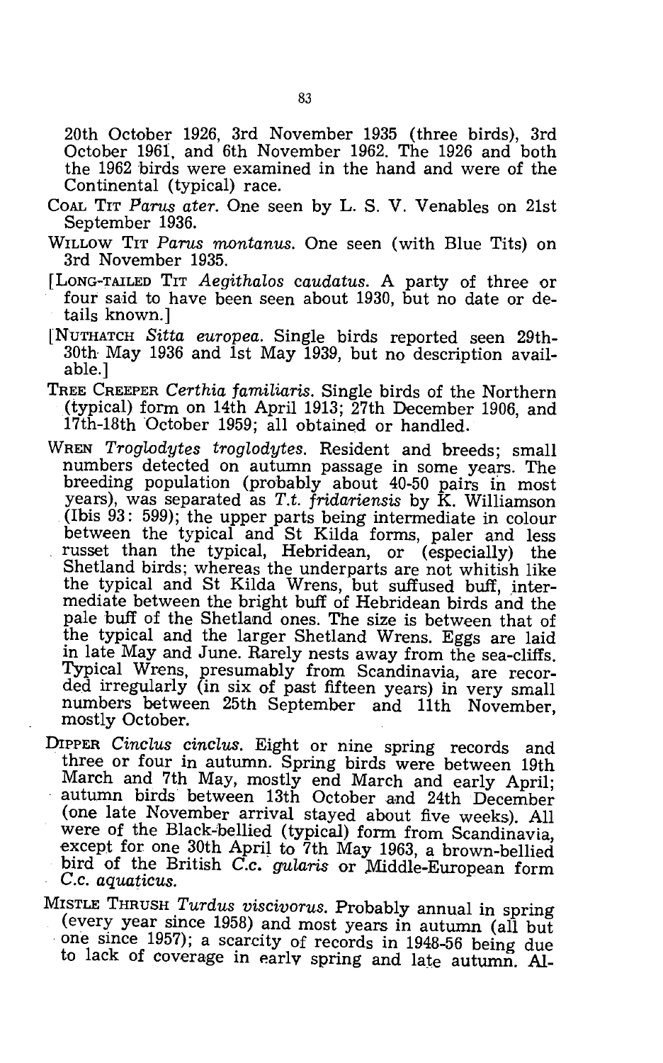20th October 1926, 3rd November 1935 (three birds), 3rd October 1961, and 6th November 1962. The 1926 and both the 1962 birds were examined in the hand and were of the Continental (typical) race.

COAL TIT *Parus ater*. One seen by L. S. V. Venables on 21st September 1936.

WILLOW TIT *Parus montanus*. One seen (with Blue Tits) on 3rd November 1935.

[LONG-TAILED TIT *Aegithalos caudatus*. A party of three or four said to have been seen about 1930, but no date or details known.]

[NUTHATCH *Sitta europea*. Single birds reported seen 29th-30th May 1936 and 1st May 1939, but no description available.]

TREE CREEPER *Certhia familiaris*. Single birds of the Northern (typical) form on 14th April 1913; 27th December 1906, and 17th-18th October 1959; all obtained or handled.

WREN *Troglodytes troglodytes*. Resident and breeds; small numbers detected on autumn passage in some years. The breeding population (probably about 40-50 pairs in most years), was separated as *T.t. fridariensis* by K. Williamson (Ibis 93: 599); the upper parts being intermediate in colour between the typical and St Kilda forms, paler and less russet than the typical, Hebridean, or (especially) the Shetland birds; whereas the underparts are not whitish like the typical and St Kilda Wrens, but suffused buff, intermediate between the bright buff of Hebridean birds and the pale buff of the Shetland ones. The size is between that of the typical and the larger Shetland Wrens. Eggs are laid in late May and June. Rarely nests away from the sea-cliffs. Typical Wrens, presumably from Scandinavia, are recorded irregularly (in six of past fifteen years) in very small numbers between 25th September and 11th November, mostly October.

DIPPER *Cinclus cinclus*. Eight or nine spring records and three or four in autumn. Spring birds were between 19th March and 7th May, mostly end March and early April; autumn birds between 13th October and 24th December (one late November arrival stayed about five weeks). All were of the Black-bellied (typical) form from Scandinavia, except for one 30th April to 7th May 1963, a brown-bellied bird of the British *C.c. gularis* or Middle-European form *C.c. aquaticus*.

MISTLE THRUSH *Turdus viscivorus*. Probably annual in spring (every year since 1958) and most years in autumn (all but one since 1957); a scarcity of records in 1948-56 being due to lack of coverage in early spring and late autumn. Al-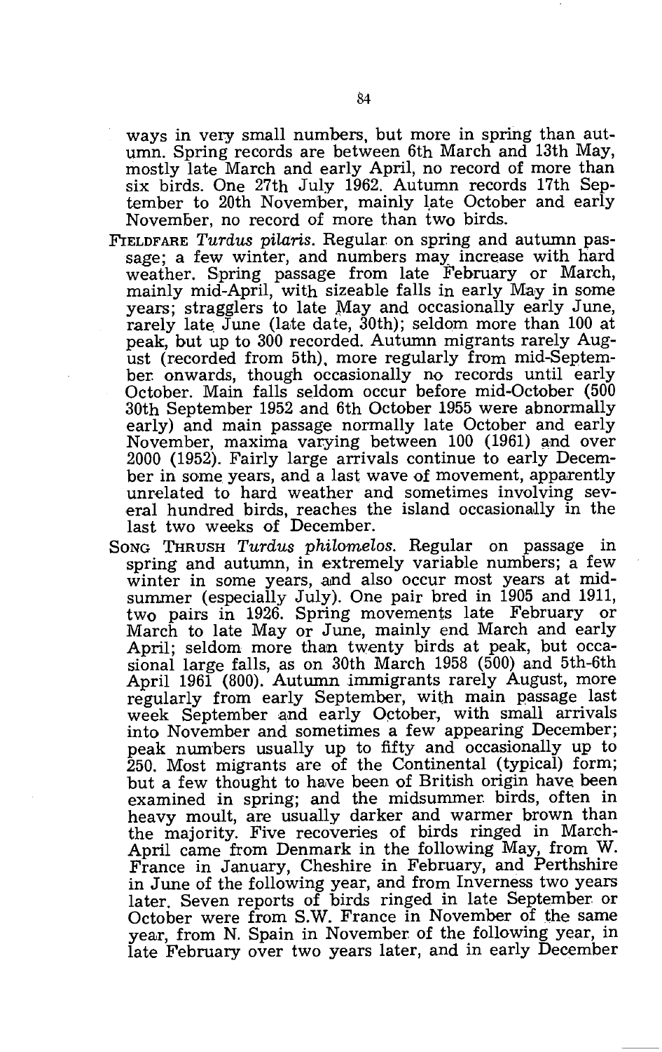ways in very small numbers, but more in spring than autumn. Spring records are between 6th March and 13th May, mostly late March and early April, no record of more than six birds. One 27th July 1962. Autumn records 17th September to 20th November, mainly late October and early November, no record of more than two birds.

FIELDFARE *Turdus pilaris*. Regular on spring and autumn passage; a few winter, and numbers may increase with hard weather. Spring passage from late February or March, mainly mid-April, with sizeable falls in early May in some years; stragglers to late May and occasionally early June, rarely late June (late date, 30th); seldom more than 100 at peak, but up to 300 recorded. Autumn migrants rarely August (recorded from 5th), more regularly from mid-September onwards, though occasionally no records until early October. Main falls seldom occur before mid-October (500 30th September 1952 and 6th October 1955 were abnormally early) and main passage normally late October and early November, maxima varying between 100 (1961) and over 2000 (1952). Fairly large arrivals continue to early December in some years, and a last wave of movement, apparently unrelated to hard weather and sometimes involving several hundred birds, reaches the island occasionally in the last two weeks of December.

SONG THRUSH *Turdus philomelos*. Regular on passage in spring and autumn, in extremely variable numbers; a few winter in some years, and also occur most years at midsummer (especially July). One pair bred in 1905 and 1911, two pairs in 1926. Spring movements late February or March to late May or June, mainly end March and early April; seldom more than twenty birds at peak, but occasional large falls, as on 30th March 1958 (500) and 5th-6th April 1961 (800). Autumn immigrants rarely August, more regularly from early September, with main passage last week September and early October, with small arrivals into November and sometimes a few appearing December; peak numbers usually up to fifty and occasionally up to 250. Most migrants are of the Continental (typical) form; but a few thought to have been of British origin have been examined in spring; and the midsummer birds, often in heavy moult, are usually darker and warmer brown than the majority. Five recoveries of birds ringed in March-April came from Denmark in the following May, from W. France in January, Cheshire in February, and Perthshire in June of the following year, and from Inverness two years later. Seven reports of birds ringed in late September or October were from S.W. France in November of the same year, from N. Spain in November of the following year, in late February over two years later, and in early December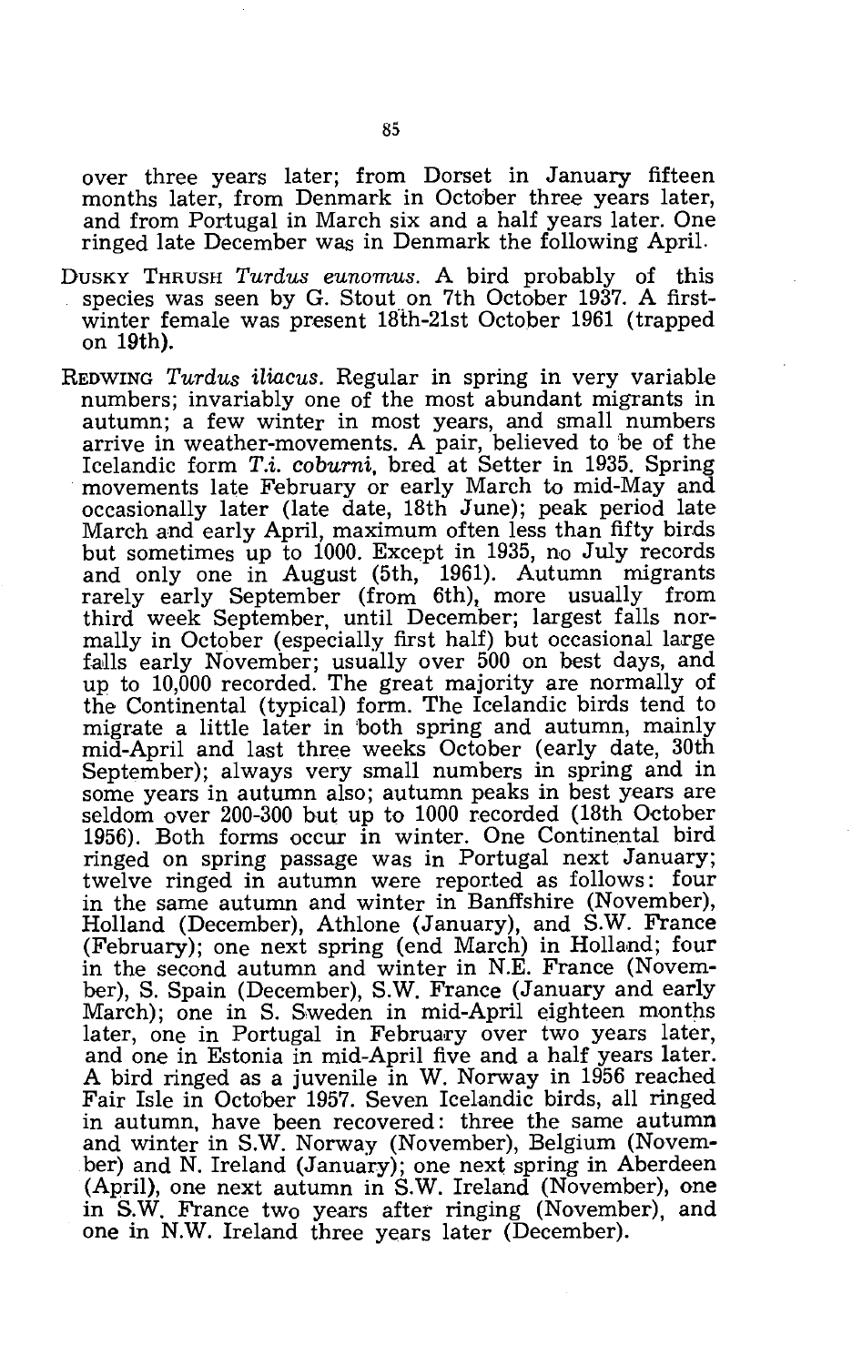over three years later; from Dorset in January fifteen months later, from Denmark in October three years later, and from Portugal in March six and a half years later. One ringed late December was in Denmark the following April.

DUSKY THRUSH *Turdus eunomus*. A bird probably of this species was seen by G. Stout on 7th October 1937. A first-winter female was present 18th-21st October 1961 (trapped on 19th).

REDWING *Turdus iliacus*. Regular in spring in very variable numbers; invariably one of the most abundant migrants in autumn; a few winter in most years, and small numbers arrive in weather-movements. A pair, believed to be of the Icelandic form *T.i. coburni*, bred at Setter in 1935. Spring movements late February or early March to mid-May and occasionally later (late date, 18th June); peak period late March and early April, maximum often less than fifty birds but sometimes up to 1000. Except in 1935, no July records and only one in August (5th, 1961). Autumn migrants rarely early September (from 6th), more usually from third week September, until December; largest falls normally in October (especially first half) but occasional large falls early November; usually over 500 on best days, and up to 10,000 recorded. The great majority are normally of the Continental (typical) form. The Icelandic birds tend to migrate a little later in both spring and autumn, mainly mid-April and last three weeks October (early date, 30th September); always very small numbers in spring and in some years in autumn also; autumn peaks in best years are seldom over 200-300 but up to 1000 recorded (18th October 1956). Both forms occur in winter. One Continental bird ringed on spring passage was in Portugal next January; twelve ringed in autumn were reported as follows: four in the same autumn and winter in Banffshire (November), Holland (December), Athlone (January), and S.W. France (February); one next spring (end March) in Holland; four in the second autumn and winter in N.E. France (November), S. Spain (December), S.W. France (January and early March); one in S. Sweden in mid-April eighteen months later, one in Portugal in February over two years later, and one in Estonia in mid-April five and a half years later. A bird ringed as a juvenile in W. Norway in 1956 reached Fair Isle in October 1957. Seven Icelandic birds, all ringed in autumn, have been recovered: three the same autumn and winter in S.W. Norway (November), Belgium (November) and N. Ireland (January); one next spring in Aberdeen (April), one next autumn in S.W. Ireland (November), one in S.W. France two years after ringing (November), and one in N.W. Ireland three years later (December).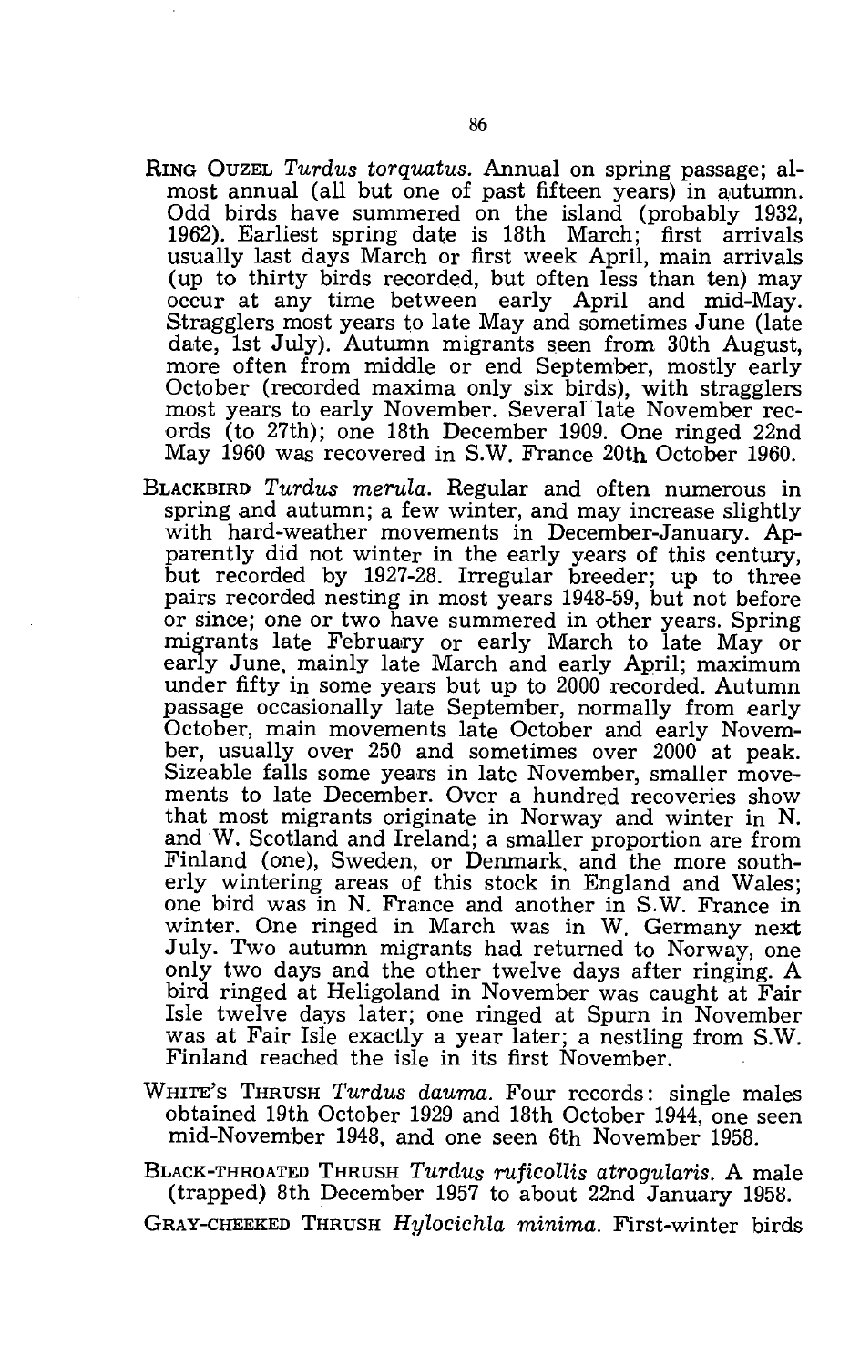RING OUZEL *Turdus torquatus*. Annual on spring passage; almost annual (all but one of past fifteen years) in autumn. Odd birds have summered on the island (probably 1932, 1962). Earliest spring date is 18th March; first arrivals usually last days March or first week April, main arrivals (up to thirty birds recorded, but often less than ten) may occur at any time between early April and mid-May. Stragglers most years to late May and sometimes June (late date, 1st July). Autumn migrants seen from 30th August, more often from middle or end September, mostly early October (recorded maxima only six birds), with stragglers most years to early November. Several late November records (to 27th); one 18th December 1909. One ringed 22nd May 1960 was recovered in S.W. France 20th October 1960.

BLACKBIRD *Turdus merula*. Regular and often numerous in spring and autumn; a few winter, and may increase slightly with hard-weather movements in December-January. Apparently did not winter in the early years of this century, but recorded by 1927-28. Irregular breeder; up to three pairs recorded nesting in most years 1948-59, but not before or since; one or two have summered in other years. Spring migrants late February or early March to late May or early June, mainly late March and early April; maximum under fifty in some years but up to 2000 recorded. Autumn passage occasionally late September, normally from early October, main movements late October and early November, usually over 250 and sometimes over 2000 at peak. Sizeable falls some years in late November, smaller movements to late December. Over a hundred recoveries show that most migrants originate in Norway and winter in N. and W. Scotland and Ireland; a smaller proportion are from Finland (one), Sweden, or Denmark, and the more southerly wintering areas of this stock in England and Wales; one bird was in N. France and another in S.W. France in winter. One ringed in March was in W. Germany next July. Two autumn migrants had returned to Norway, one only two days and the other twelve days after ringing. A bird ringed at Heligoland in November was caught at Fair Isle twelve days later; one ringed at Spurn in November was at Fair Isle exactly a year later; a nestling from S.W. Finland reached the isle in its first November.

WHITE'S THRUSH *Turdus dauma*. Four records: single males obtained 19th October 1929 and 18th October 1944, one seen mid-November 1948, and one seen 6th November 1958.

BLACK-THROATED THRUSH *Turdus ruficollis atrogularis*. A male (trapped) 8th December 1957 to about 22nd January 1958.

GRAY-CHEEKED THRUSH *Hylocichla minima*. First-winter birds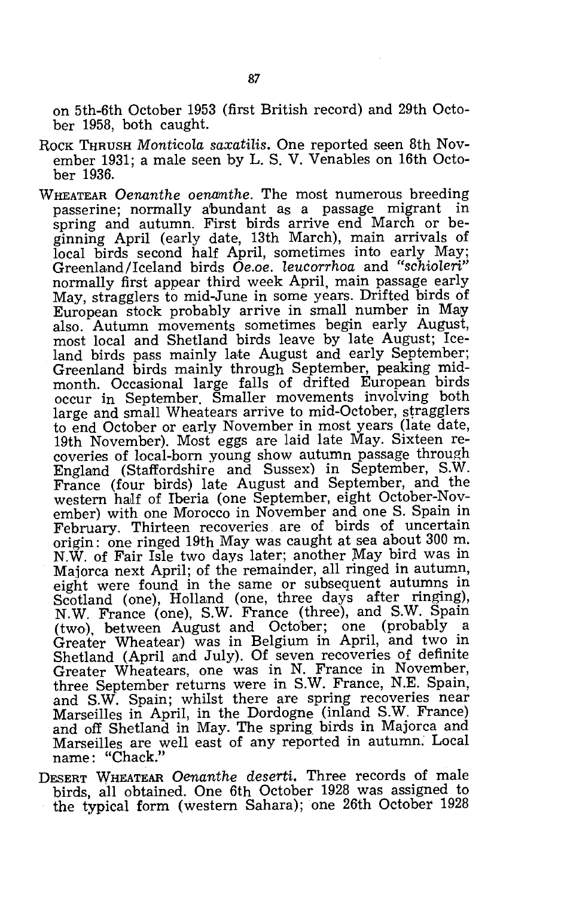on 5th-6th October 1953 (first British record) and 29th October 1958, both caught.

ROCK THRUSH *Monticola saxatilis*. One reported seen 8th November 1931; a male seen by L. S. V. Venables on 16th October 1936.

WHEATEAR *Oenanthe oenanthe*. The most numerous breeding passerine; normally abundant as a passage migrant in spring and autumn. First birds arrive end March or beginning April (early date, 13th March), main arrivals of local birds second half April, sometimes into early May; Greenland/Iceland birds *Oe.oe. leucorrhoa* and *"schioleri"* normally first appear third week April, main passage early May, stragglers to mid-June in some years. Drifted birds of European stock probably arrive in small number in May also. Autumn movements sometimes begin early August, most local and Shetland birds leave by late August; Iceland birds pass mainly late August and early September; Greenland birds mainly through September, peaking mid-month. Occasional large falls of drifted European birds occur in September. Smaller movements involving both large and small Wheatears arrive to mid-October, stragglers to end October or early November in most years (late date, 19th November). Most eggs are laid late May. Sixteen recoveries of local-born young show autumn passage through England (Staffordshire and Sussex) in September, S.W. France (four birds) late August and September, and the western half of Iberia (one September, eight October-November) with one Morocco in November and one S. Spain in February. Thirteen recoveries are of birds of uncertain origin: one ringed 19th May was caught at sea about 300 m. N.W. of Fair Isle two days later; another May bird was in Majorca next April; of the remainder, all ringed in autumn, eight were found in the same or subsequent autumns in Scotland (one), Holland (one, three days after ringing), N.W. France (one), S.W. France (three), and S.W. Spain (two), between August and October; one (probably a Greater Wheatear) was in Belgium in April, and two in Shetland (April and July). Of seven recoveries of definite Greater Wheatears, one was in N. France in November, three September returns were in S.W. France, N.E. Spain, and S.W. Spain; whilst there are spring recoveries near Marseilles in April, in the Dordogne (inland S.W. France) and off Shetland in May. The spring birds in Majorca and Marseilles are well east of any reported in autumn. Local name: "Chack."

DESERT WHEATEAR *Oenanthe deserti*. Three records of male birds, all obtained. One 6th October 1928 was assigned to the typical form (western Sahara); one 26th October 1928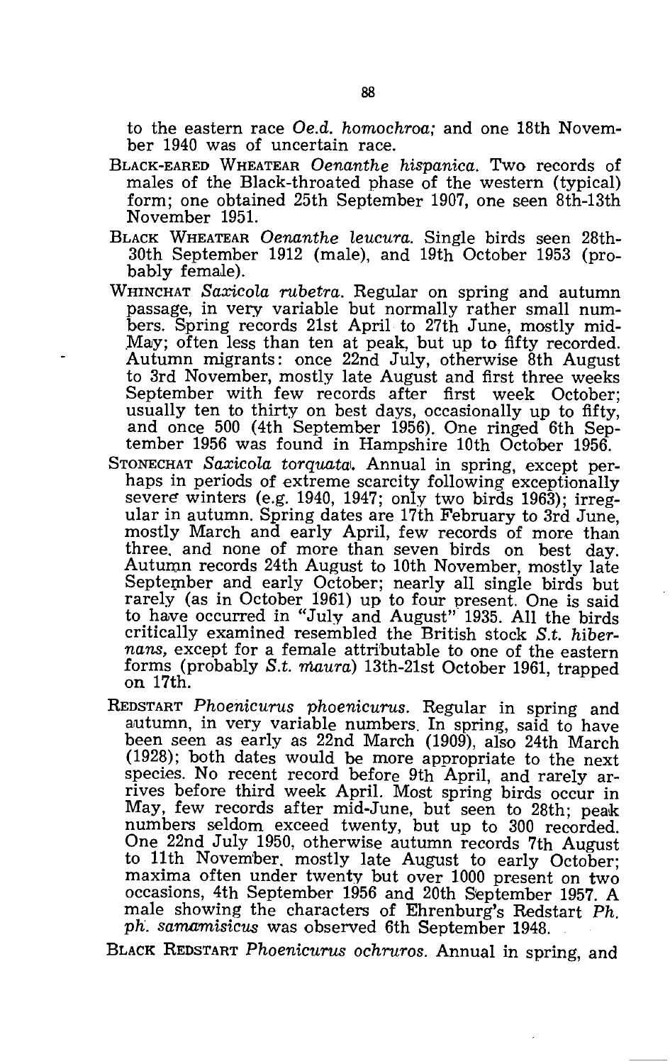to the eastern race *Oe.d. homochroa;* and one 18th November 1940 was of uncertain race.

BLACK-EARED WHEATEAR *Oenanthe hispanica.* Two records of males of the Black-throated phase of the western (typical) form; one obtained 25th September 1907, one seen 8th-13th November 1951.

BLACK WHEATEAR *Oenanthe leucura.* Single birds seen 28th-30th September 1912 (male), and 19th October 1953 (probably female).

WHINCHAT *Saxicola rubetra.* Regular on spring and autumn passage, in very variable but normally rather small numbers. Spring records 21st April to 27th June, mostly mid-May; often less than ten at peak, but up to fifty recorded. Autumn migrants: once 22nd July, otherwise 8th August to 3rd November, mostly late August and first three weeks September with few records after first week October; usually ten to thirty on best days, occasionally up to fifty, and once 500 (4th September 1956). One ringed 6th September 1956 was found in Hampshire 10th October 1956.

STONECHAT *Saxicola torquata.* Annual in spring, except perhaps in periods of extreme scarcity following exceptionally severe winters (e.g. 1940, 1947; only two birds 1963); irregular in autumn. Spring dates are 17th February to 3rd June, mostly March and early April, few records of more than three, and none of more than seven birds on best day. Autumn records 24th August to 10th November, mostly late September and early October; nearly all single birds but rarely (as in October 1961) up to four present. One is said to have occurred in "July and August" 1935. All the birds critically examined resembled the British stock *S.t. hibernans,* except for a female attributable to one of the eastern forms (probably *S.t. maura*) 13th-21st October 1961, trapped on 17th.

REDSTART *Phoenicurus phoenicurus.* Regular in spring and autumn, in very variable numbers. In spring, said to have been seen as early as 22nd March (1909), also 24th March (1928); both dates would be more appropriate to the next species. No recent record before 9th April, and rarely arrives before third week April. Most spring birds occur in May, few records after mid-June, but seen to 28th; peak numbers seldom exceed twenty, but up to 300 recorded. One 22nd July 1950, otherwise autumn records 7th August to 11th November, mostly late August to early October; maxima often under twenty but over 1000 present on two occasions, 4th September 1956 and 20th September 1957. A male showing the characters of Ehrenburg's Redstart *Ph. ph. samamisicus* was observed 6th September 1948.

BLACK REDSTART *Phoenicurus ochruros.* Annual in spring, and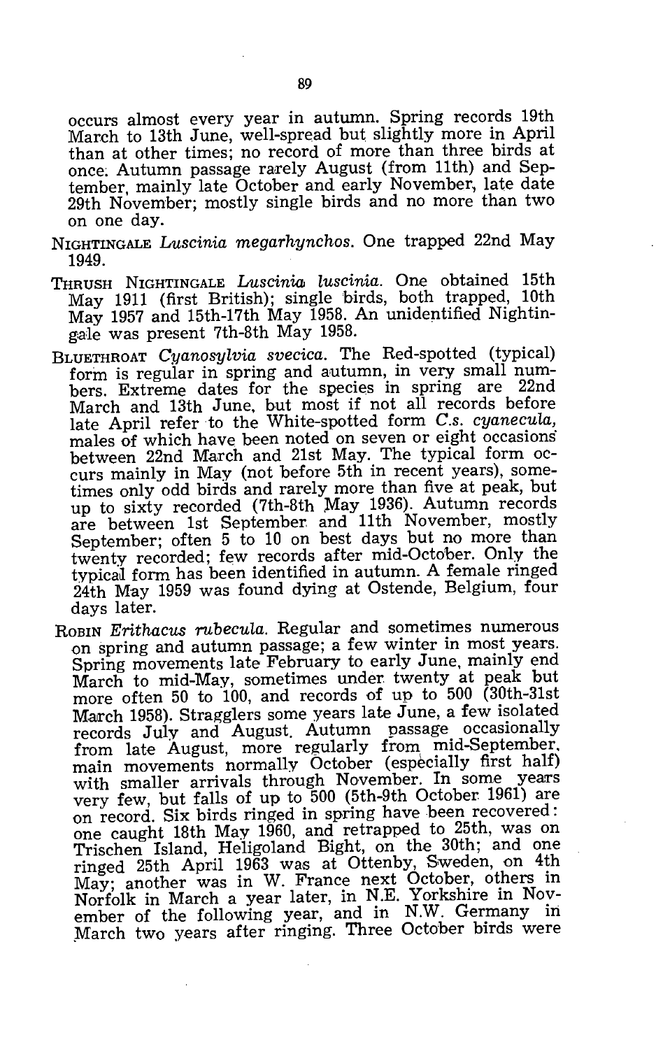occurs almost every year in autumn. Spring records 19th March to 13th June, well-spread but slightly more in April than at other times; no record of more than three birds at once. Autumn passage rarely August (from 11th) and September, mainly late October and early November, late date 29th November; mostly single birds and no more than two on one day.

NIGHTINGALE *Luscinia megarhynchos*. One trapped 22nd May 1949.

THRUSH NIGHTINGALE *Luscinia luscinia*. One obtained 15th May 1911 (first British); single birds, both trapped, 10th May 1957 and 15th-17th May 1958. An unidentified Nightingale was present 7th-8th May 1958.

BLUETHROAT *Cyanosylvia svecica*. The Red-spotted (typical) form is regular in spring and autumn, in very small numbers. Extreme dates for the species in spring are 22nd March and 13th June, but most if not all records before late April refer to the White-spotted form *C.s. cyanecula*, males of which have been noted on seven or eight occasions between 22nd March and 21st May. The typical form occurs mainly in May (not before 5th in recent years), sometimes only odd birds and rarely more than five at peak, but up to sixty recorded (7th-8th May 1936). Autumn records are between 1st September and 11th November, mostly September; often 5 to 10 on best days but no more than twenty recorded; few records after mid-October. Only the typical form has been identified in autumn. A female ringed 24th May 1959 was found dying at Ostende, Belgium, four days later.

ROBIN *Erithacus rubecula*. Regular and sometimes numerous on spring and autumn passage; a few winter in most years. Spring movements late February to early June, mainly end March to mid-May, sometimes under twenty at peak but more often 50 to 100, and records of up to 500 (30th-31st March 1958). Stragglers some years late June, a few isolated records July and August. Autumn passage occasionally from late August, more regularly from mid-September, main movements normally October (especially first half) with smaller arrivals through November. In some years very few, but falls of up to 500 (5th-9th October 1961) are on record. Six birds ringed in spring have been recovered: one caught 18th May 1960, and retrapped to 25th, was on Trischen Island, Heligoland Bight, on the 30th; and one ringed 25th April 1963 was at Ottenby, Sweden, on 4th May; another was in W. France next October, others in Norfolk in March a year later, in N.E. Yorkshire in November of the following year, and in N.W. Germany in March two years after ringing. Three October birds were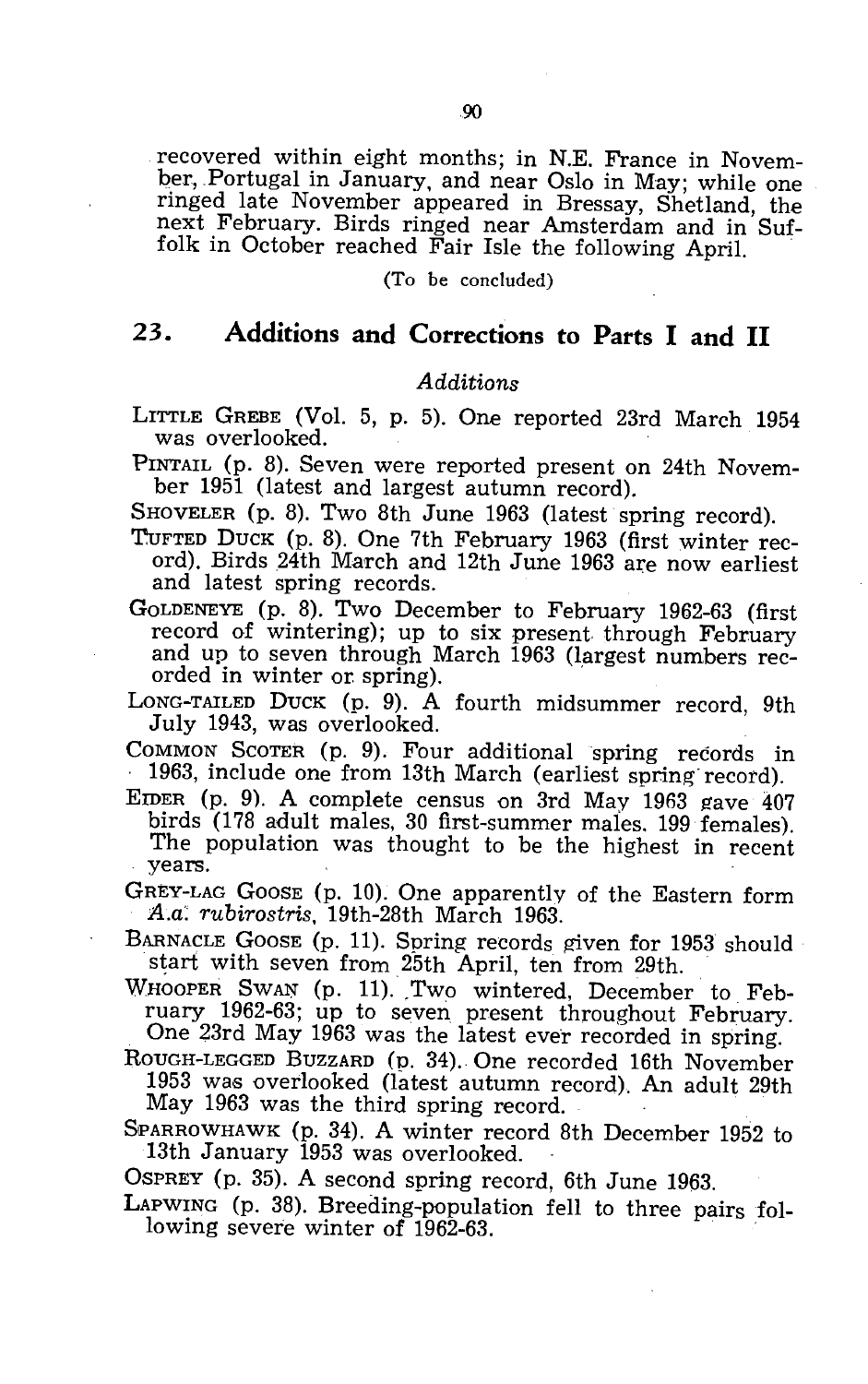recovered within eight months; in N.E. France in November, Portugal in January, and near Oslo in May; while one ringed late November appeared in Bressay, Shetland, the next February. Birds ringed near Amsterdam and in Suffolk in October reached Fair Isle the following April.

(To be concluded)

## 23. Additions and Corrections to Parts I and II

### *Additions*

LITTLE GREBE (Vol. 5, p. 5). One reported 23rd March 1954 was overlooked.

PINTAIL (p. 8). Seven were reported present on 24th November 1951 (latest and largest autumn record).

SHOVELER (p. 8). Two 8th June 1963 (latest spring record).

TUFTED DUCK (p. 8). One 7th February 1963 (first winter record). Birds 24th March and 12th June 1963 are now earliest and latest spring records.

GOLDENEYE (p. 8). Two December to February 1962-63 (first record of wintering); up to six present through February and up to seven through March 1963 (largest numbers recorded in winter or spring).

LONG-TAILED DUCK (p. 9). A fourth midsummer record, 9th July 1943, was overlooked.

COMMON SCOTER (p. 9). Four additional spring records in 1963, include one from 13th March (earliest spring record).

EIDER (p. 9). A complete census on 3rd May 1963 gave 407 birds (178 adult males, 30 first-summer males, 199 females). The population was thought to be the highest in recent years.

GREY-LAG GOOSE (p. 10). One apparently of the Eastern form *A.a. rubirostris*, 19th-28th March 1963.

BARNACLE GOOSE (p. 11). Spring records given for 1953 should start with seven from 25th April, ten from 29th.

WHOOPER SWAN (p. 11). Two wintered, December to February 1962-63; up to seven present throughout February. One 23rd May 1963 was the latest ever recorded in spring.

ROUGH-LEGGED BUZZARD (p. 34). One recorded 16th November 1953 was overlooked (latest autumn record). An adult 29th May 1963 was the third spring record.

SPARROWHAWK (p. 34). A winter record 8th December 1952 to 13th January 1953 was overlooked.

OSPREY (p. 35). A second spring record, 6th June 1963.

LAPWING (p. 38). Breeding-population fell to three pairs following severe winter of 1962-63.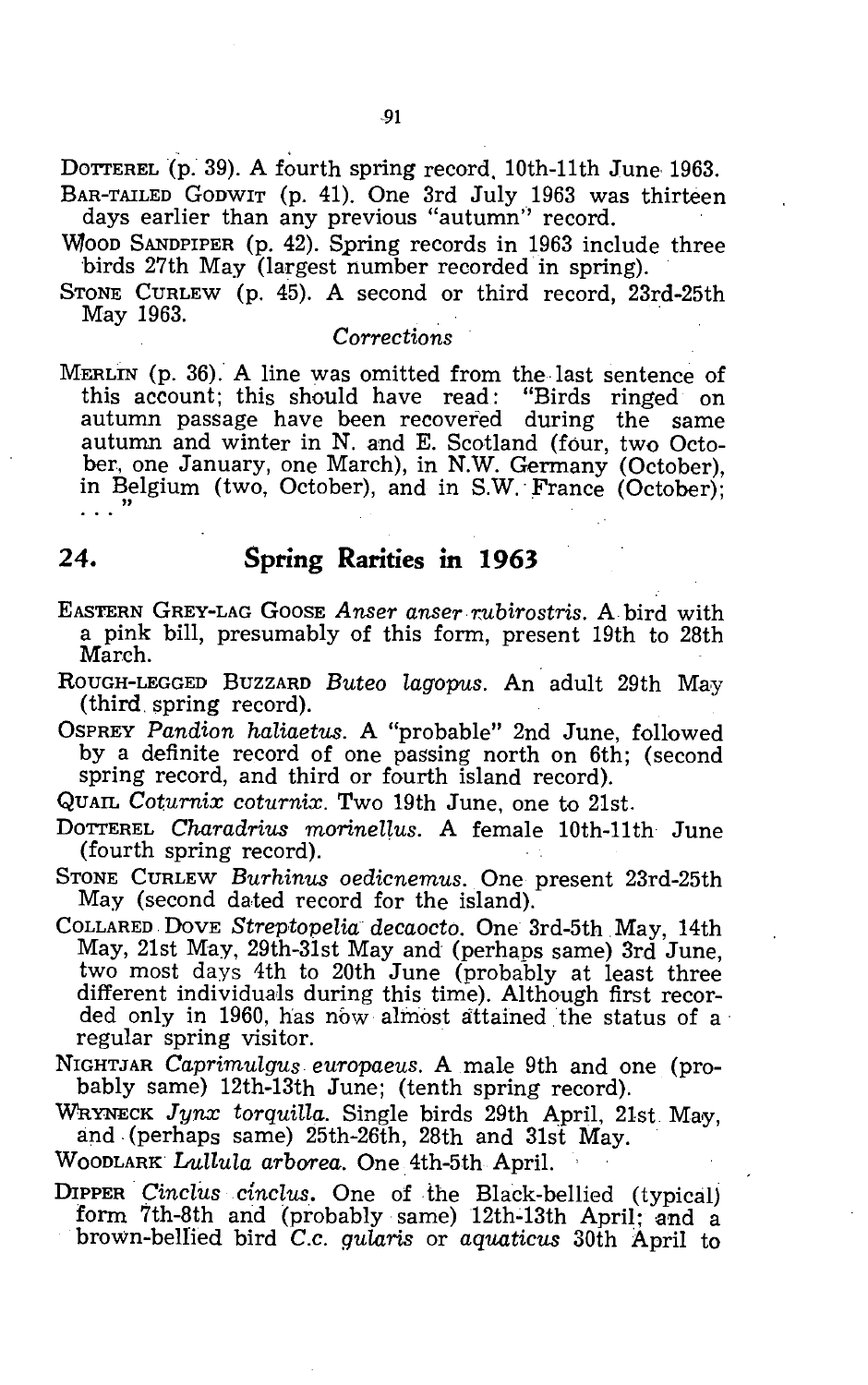DOTTEREL (p. 39). A fourth spring record, 10th-11th June 1963.

BAR-TAILED GODWIT (p. 41). One 3rd July 1963 was thirteen days earlier than any previous "autumn" record.

WOOD SANDPIPER (p. 42). Spring records in 1963 include three birds 27th May (largest number recorded in spring).

STONE CURLEW (p. 45). A second or third record, 23rd-25th May 1963.

*Corrections*

MERLIN (p. 36). A line was omitted from the last sentence of this account; this should have read: "Birds ringed on autumn passage have been recovered during the same autumn and winter in N. and E. Scotland (four, two October, one January, one March), in N.W. Germany (October), in Belgium (two, October), and in S.W. France (October); . . ."

## 24. Spring Rarities in 1963

EASTERN GREY-LAG GOOSE *Anser anser rubirostris*. A bird with a pink bill, presumably of this form, present 19th to 28th March.

ROUGH-LEGGED BUZZARD *Buteo lagopus*. An adult 29th May (third spring record).

OSPREY *Pandion haliaetus*. A "probable" 2nd June, followed by a definite record of one passing north on 6th; (second spring record, and third or fourth island record).

QUAIL *Coturnix coturnix*. Two 19th June, one to 21st.

DOTTEREL *Charadrius morinellus*. A female 10th-11th June (fourth spring record).

STONE CURLEW *Burhinus oedicnemus*. One present 23rd-25th May (second dated record for the island).

COLLARED DOVE *Streptopelia decaocto*. One 3rd-5th May, 14th May, 21st May, 29th-31st May and (perhaps same) 3rd June, two most days 4th to 20th June (probably at least three different individuals during this time). Although first recorded only in 1960, has now almost attained the status of a regular spring visitor.

NIGHTJAR *Caprimulgus europaeus*. A male 9th and one (probably same) 12th-13th June; (tenth spring record).

WRYNECK *Jynx torquilla*. Single birds 29th April, 21st May, and (perhaps same) 25th-26th, 28th and 31st May.

WOODLARK *Lullula arborea*. One 4th-5th April.

DIPPER *Cinclus cinclus*. One of the Black-bellied (typical) form 7th-8th and (probably same) 12th-13th April; and a brown-bellied bird *C.c. gularis* or *aquaticus* 30th April to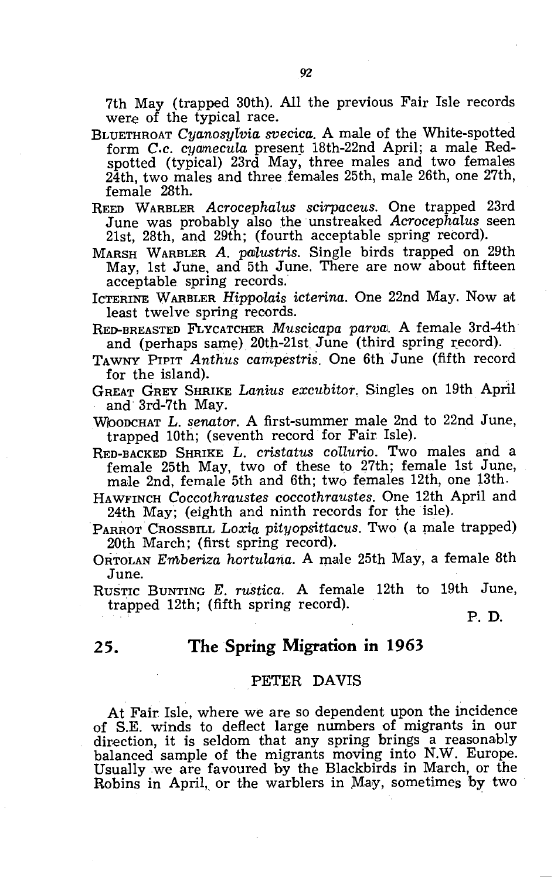7th May (trapped 30th). All the previous Fair Isle records were of the typical race.

BLUETHROAT *Cyanosylvia svecica*. A male of the White-spotted form *C.c. cyanecula* present 18th-22nd April; a male Red-spotted (typical) 23rd May, three males and two females 24th, two males and three females 25th, male 26th, one 27th, female 28th.

REED WARBLER *Acrocephalus scirpaceus*. One trapped 23rd June was probably also the unstreaked *Acrocephalus* seen 21st, 28th, and 29th; (fourth acceptable spring record).

MARSH WARBLER *A. palustris*. Single birds trapped on 29th May, 1st June, and 5th June. There are now about fifteen acceptable spring records.

ICTERINE WARBLER *Hippolais icterina*. One 22nd May. Now at least twelve spring records.

RED-BREASTED FLYCATCHER *Muscicapa parva*. A female 3rd-4th and (perhaps same) 20th-21st June (third spring record).

TAWNY PIPIT *Anthus campestris*. One 6th June (fifth record for the island).

GREAT GREY SHRIKE *Lanius excubitor*. Singles on 19th April and 3rd-7th May.

WOODCHAT *L. senator*. A first-summer male 2nd to 22nd June, trapped 10th; (seventh record for Fair Isle).

RED-BACKED SHRIKE *L. cristatus collurio*. Two males and a female 25th May, two of these to 27th; female 1st June, male 2nd, female 5th and 6th; two females 12th, one 13th.

HAWFINCH *Coccothraustes coccothraustes*. One 12th April and 24th May; (eighth and ninth records for the isle).

PARROT CROSSBILL *Loxia pityopsittacus*. Two (a male trapped) 20th March; (first spring record).

ORTOLAN *Emberiza hortulana*. A male 25th May, a female 8th June.

RUSTIC BUNTING *E. rustica*. A female 12th to 19th June, trapped 12th; (fifth spring record).

P. D.

## 25. The Spring Migration in 1963

PETER DAVIS

At Fair Isle, where we are so dependent upon the incidence of S.E. winds to deflect large numbers of migrants in our direction, it is seldom that any spring brings a reasonably balanced sample of the migrants moving into N.W. Europe. Usually we are favoured by the Blackbirds in March, or the Robins in April, or the warblers in May, sometimes by two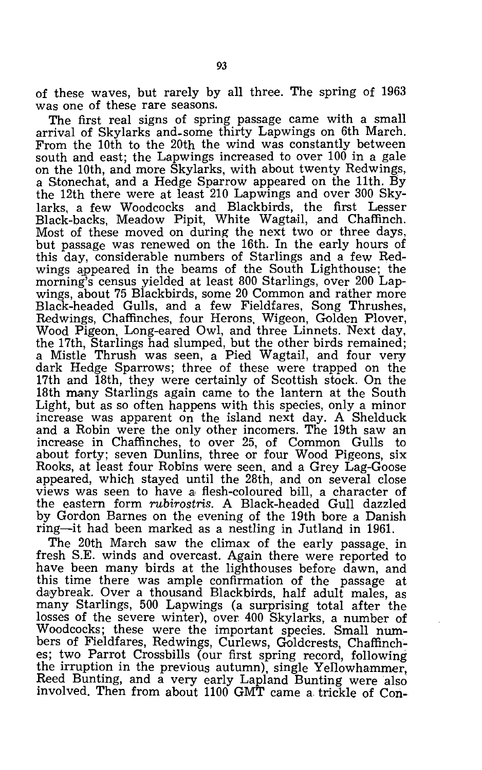of these waves, but rarely by all three. The spring of 1963 was one of these rare seasons.

The first real signs of spring passage came with a small arrival of Skylarks and some thirty Lapwings on 6th March. From the 10th to the 20th the wind was constantly between south and east; the Lapwings increased to over 100 in a gale on the 10th, and more Skylarks, with about twenty Redwings, a Stonechat, and a Hedge Sparrow appeared on the 11th. By the 12th there were at least 210 Lapwings and over 300 Skylarks, a few Woodcocks and Blackbirds, the first Lesser Black-backs, Meadow Pipit, White Wagtail, and Chaffinch. Most of these moved on during the next two or three days, but passage was renewed on the 16th. In the early hours of this day, considerable numbers of Starlings and a few Redwings appeared in the beams of the South Lighthouse; the morning's census yielded at least 800 Starlings, over 200 Lapwings, about 75 Blackbirds, some 20 Common and rather more Black-headed Gulls, and a few Fieldfares, Song Thrushes, Redwings, Chaffinches, four Herons, Wigeon, Golden Plover, Wood Pigeon, Long-eared Owl, and three Linnets. Next day, the 17th, Starlings had slumped, but the other birds remained; a Mistle Thrush was seen, a Pied Wagtail, and four very dark Hedge Sparrows; three of these were trapped on the 17th and 18th, they were certainly of Scottish stock. On the 18th many Starlings again came to the lantern at the South Light, but as so often happens with this species, only a minor increase was apparent on the island next day. A Shelduck and a Robin were the only other incomers. The 19th saw an increase in Chaffinches, to over 25, of Common Gulls to about forty; seven Dunlins, three or four Wood Pigeons, six Rooks, at least four Robins were seen, and a Grey Lag-Goose appeared, which stayed until the 28th, and on several close views was seen to have a flesh-coloured bill, a character of the eastern form *rubirostris*. A Black-headed Gull dazzled by Gordon Barnes on the evening of the 19th bore a Danish ring—it had been marked as a nestling in Jutland in 1961.

The 20th March saw the climax of the early passage, in fresh S.E. winds and overcast. Again there were reported to have been many birds at the lighthouses before dawn, and this time there was ample confirmation of the passage at daybreak. Over a thousand Blackbirds, half adult males, as many Starlings, 500 Lapwings (a surprising total after the losses of the severe winter), over 400 Skylarks, a number of Woodcocks; these were the important species. Small numbers of Fieldfares, Redwings, Curlews, Goldcrests, Chaffinches; two Parrot Crossbills (our first spring record, following the irruption in the previous autumn), single Yellowhammer, Reed Bunting, and a very early Lapland Bunting were also involved. Then from about 1100 GMT came a trickle of Con-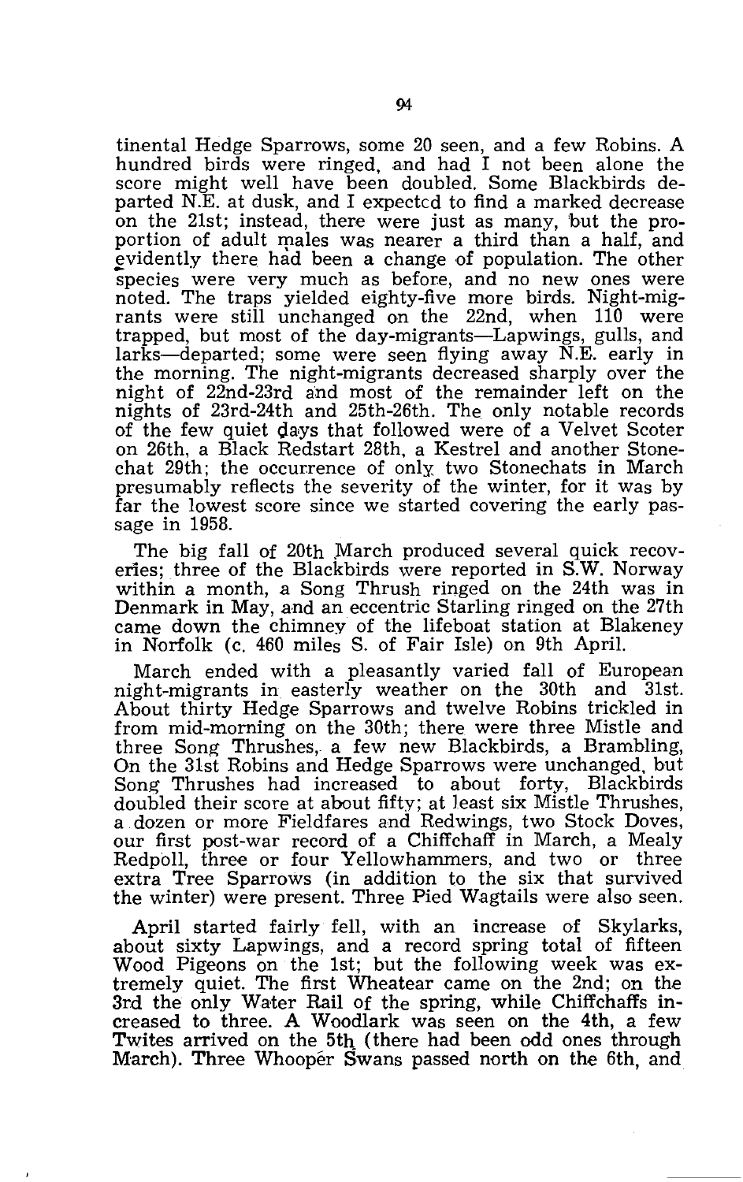tinental Hedge Sparrows, some 20 seen, and a few Robins. A hundred birds were ringed, and had I not been alone the score might well have been doubled. Some Blackbirds departed N.E. at dusk, and I expectcd to find a marked decrease on the 21st; instead, there were just as many, but the proportion of adult males was nearer a third than a half, and evidently there had been a change of population. The other species were very much as before, and no new ones were noted. The traps yielded eighty-five more birds. Night-migrants were still unchanged on the 22nd, when 110 were trapped, but most of the day-migrants—Lapwings, gulls, and larks—departed; some were seen flying away N.E. early in the morning. The night-migrants decreased sharply over the night of 22nd-23rd and most of the remainder left on the nights of 23rd-24th and 25th-26th. The only notable records of the few quiet days that followed were of a Velvet Scoter on 26th, a Black Redstart 28th, a Kestrel and another Stonechat 29th; the occurrence of only two Stonechats in March presumably reflects the severity of the winter, for it was by far the lowest score since we started covering the early passage in 1958.

The big fall of 20th March produced several quick recoveries; three of the Blackbirds were reported in S.W. Norway within a month, a Song Thrush ringed on the 24th was in Denmark in May, and an eccentric Starling ringed on the 27th came down the chimney of the lifeboat station at Blakeney in Norfolk (c. 460 miles S. of Fair Isle) on 9th April.

March ended with a pleasantly varied fall of European night-migrants in easterly weather on the 30th and 31st. About thirty Hedge Sparrows and twelve Robins trickled in from mid-morning on the 30th; there were three Mistle and three Song Thrushes, a few new Blackbirds, a Brambling, On the 31st Robins and Hedge Sparrows were unchanged, but Song Thrushes had increased to about forty, Blackbirds doubled their score at about fifty; at least six Mistle Thrushes, a dozen or more Fieldfares and Redwings, two Stock Doves, our first post-war record of a Chiffchaff in March, a Mealy Redpoll, three or four Yellowhammers, and two or three extra Tree Sparrows (in addition to the six that survived the winter) were present. Three Pied Wagtails were also seen.

April started fairly fell, with an increase of Skylarks, about sixty Lapwings, and a record spring total of fifteen Wood Pigeons on the 1st; but the following week was extremely quiet. The first Wheatear came on the 2nd; on the 3rd the only Water Rail of the spring, while Chiffchaffs increased to three. A Woodlark was seen on the 4th, a few Twites arrived on the 5th (there had been odd ones through March). Three Whooper Swans passed north on the 6th, and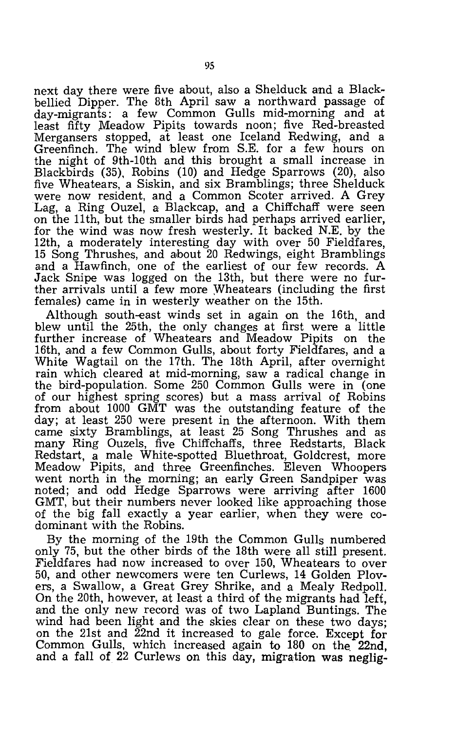next day there were five about, also a Shelduck and a Black-bellied Dipper. The 8th April saw a northward passage of day-migrants: a few Common Gulls mid-morning and at least fifty Meadow Pipits towards noon; five Red-breasted Mergansers stopped, at least one Iceland Redwing, and a Greenfinch. The wind blew from S.E. for a few hours on the night of 9th-10th and this brought a small increase in Blackbirds (35), Robins (10) and Hedge Sparrows (20), also five Wheatears, a Siskin, and six Bramblings; three Shelduck were now resident, and a Common Scoter arrived. A Grey Lag, a Ring Ouzel, a Blackcap, and a Chiffchaff were seen on the 11th, but the smaller birds had perhaps arrived earlier, for the wind was now fresh westerly. It backed N.E. by the 12th, a moderately interesting day with over 50 Fieldfares, 15 Song Thrushes, and about 20 Redwings, eight Bramblings and a Hawfinch, one of the earliest of our few records. A Jack Snipe was logged on the 13th, but there were no further arrivals until a few more Wheatears (including the first females) came in in westerly weather on the 15th.

Although south-east winds set in again on the 16th, and blew until the 25th, the only changes at first were a little further increase of Wheatears and Meadow Pipits on the 16th, and a few Common Gulls, about forty Fieldfares, and a White Wagtail on the 17th. The 18th April, after overnight rain which cleared at mid-morning, saw a radical change in the bird-population. Some 250 Common Gulls were in (one of our highest spring scores) but a mass arrival of Robins from about 1000 GMT was the outstanding feature of the day; at least 250 were present in the afternoon. With them came sixty Bramblings, at least 25 Song Thrushes and as many Ring Ouzels, five Chiffchaffs, three Redstarts, Black Redstart, a male White-spotted Bluethroat, Goldcrest, more Meadow Pipits, and three Greenfinches. Eleven Whoopers went north in the morning; an early Green Sandpiper was noted; and odd Hedge Sparrows were arriving after 1600 GMT, but their numbers never looked like approaching those of the big fall exactly a year earlier, when they were co-dominant with the Robins.

By the morning of the 19th the Common Gulls numbered only 75, but the other birds of the 18th were all still present. Fieldfares had now increased to over 150, Wheatears to over 50, and other newcomers were ten Curlews, 14 Golden Plovers, a Swallow, a Great Grey Shrike, and a Mealy Redpoll. On the 20th, however, at least a third of the migrants had left, and the only new record was of two Lapland Buntings. The wind had been light and the skies clear on these two days; on the 21st and 22nd it increased to gale force. Except for Common Gulls, which increased again to 180 on the 22nd, and a fall of 22 Curlews on this day, migration was neglig-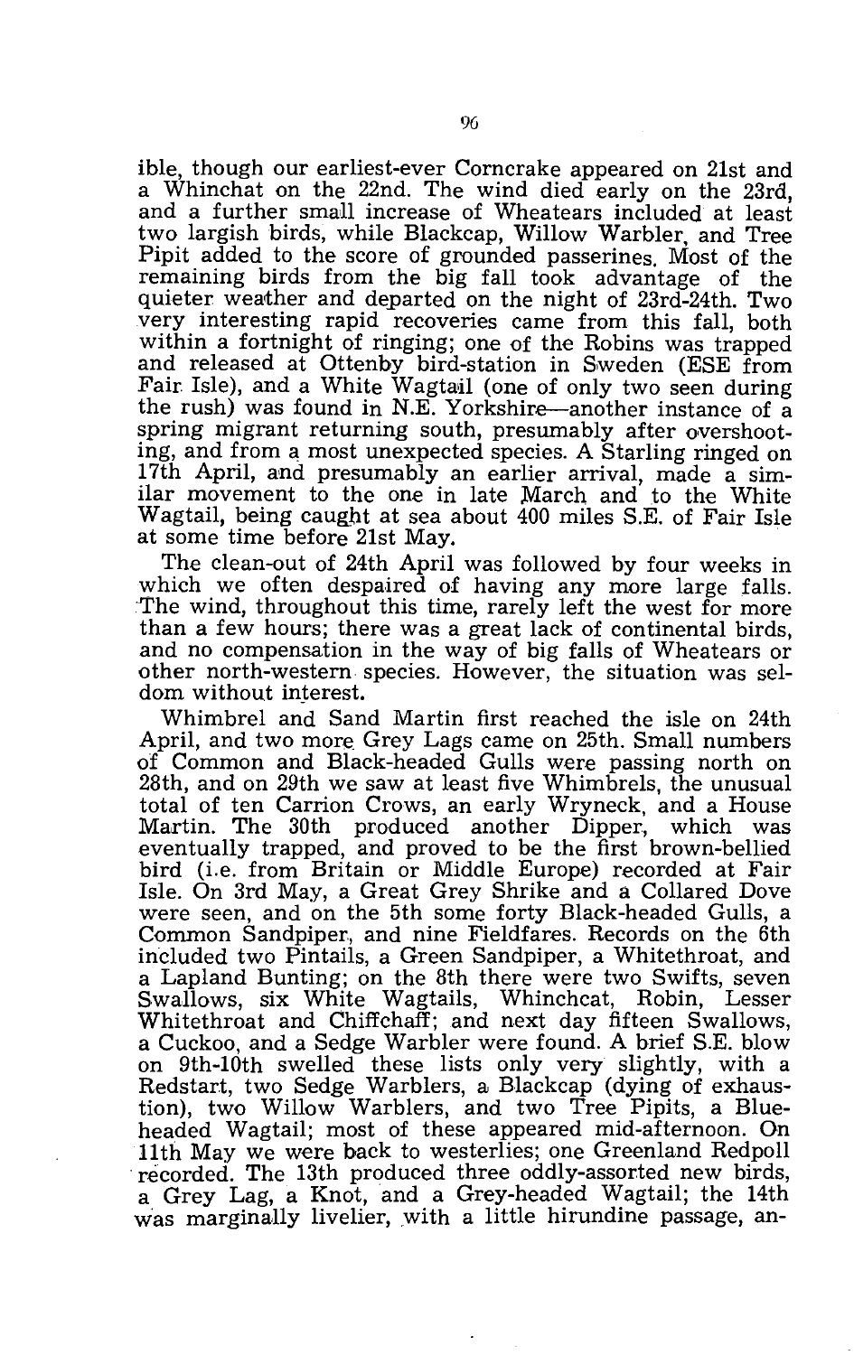ible, though our earliest-ever Corncrake appeared on 21st and a Whinchat on the 22nd. The wind died early on the 23rd, and a further small increase of Wheatears included at least two largish birds, while Blackcap, Willow Warbler, and Tree Pipit added to the score of grounded passerines. Most of the remaining birds from the big fall took advantage of the quieter weather and departed on the night of 23rd-24th. Two very interesting rapid recoveries came from this fall, both within a fortnight of ringing; one of the Robins was trapped and released at Ottenby bird-station in Sweden (ESE from Fair Isle), and a White Wagtail (one of only two seen during the rush) was found in N.E. Yorkshire—another instance of a spring migrant returning south, presumably after overshooting, and from a most unexpected species. A Starling ringed on 17th April, and presumably an earlier arrival, made a similar movement to the one in late March and to the White Wagtail, being caught at sea about 400 miles S.E. of Fair Isle at some time before 21st May.

The clean-out of 24th April was followed by four weeks in which we often despaired of having any more large falls. The wind, throughout this time, rarely left the west for more than a few hours; there was a great lack of continental birds, and no compensation in the way of big falls of Wheatears or other north-western species. However, the situation was seldom without interest.

Whimbrel and Sand Martin first reached the isle on 24th April, and two more Grey Lags came on 25th. Small numbers of Common and Black-headed Gulls were passing north on 28th, and on 29th we saw at least five Whimbrels, the unusual total of ten Carrion Crows, an early Wryneck, and a House Martin. The 30th produced another Dipper, which was eventually trapped, and proved to be the first brown-bellied bird (i.e. from Britain or Middle Europe) recorded at Fair Isle. On 3rd May, a Great Grey Shrike and a Collared Dove were seen, and on the 5th some forty Black-headed Gulls, a Common Sandpiper, and nine Fieldfares. Records on the 6th included two Pintails, a Green Sandpiper, a Whitethroat, and a Lapland Bunting; on the 8th there were two Swifts, seven Swallows, six White Wagtails, Whinchcat, Robin, Lesser Whitethroat and Chiffchaff; and next day fifteen Swallows, a Cuckoo, and a Sedge Warbler were found. A brief S.E. blow on 9th-10th swelled these lists only very slightly, with a Redstart, two Sedge Warblers, a Blackcap (dying of exhaustion), two Willow Warblers, and two Tree Pipits, a Blue-headed Wagtail; most of these appeared mid-afternoon. On 11th May we were back to westerlies; one Greenland Redpoll recorded. The 13th produced three oddly-assorted new birds, a Grey Lag, a Knot, and a Grey-headed Wagtail; the 14th was marginally livelier, with a little hirundine passage, an-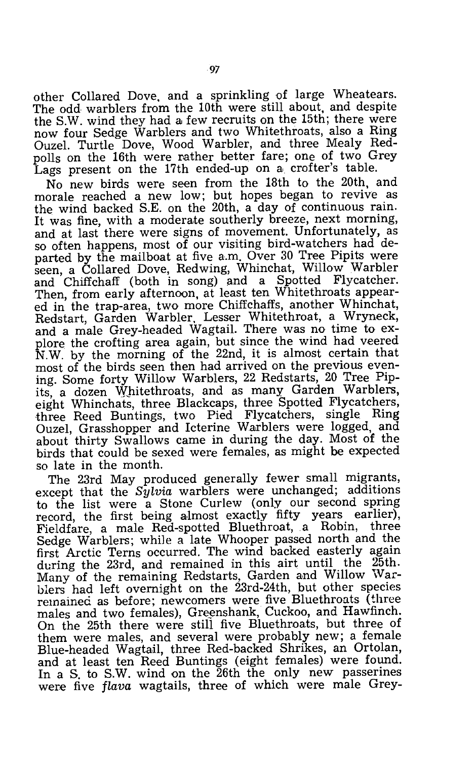other Collared Dove, and a sprinkling of large Wheatears. The odd warblers from the 10th were still about, and despite the S.W. wind they had a few recruits on the 15th; there were now four Sedge Warblers and two Whitethroats, also a Ring Ouzel. Turtle Dove, Wood Warbler, and three Mealy Redpolls on the 16th were rather better fare; one of two Grey Lags present on the 17th ended-up on a crofter's table.

No new birds were seen from the 18th to the 20th, and morale reached a new low; but hopes began to revive as the wind backed S.E. on the 20th, a day of continuous rain. It was fine, with a moderate southerly breeze, next morning, and at last there were signs of movement. Unfortunately, as so often happens, most of our visiting bird-watchers had departed by the mailboat at five a.m. Over 30 Tree Pipits were seen, a Collared Dove, Redwing, Whinchat, Willow Warbler and Chiffchaff (both in song) and a Spotted Flycatcher. Then, from early afternoon, at least ten Whitethroats appeared in the trap-area, two more Chiffchaffs, another Whinchat, Redstart, Garden Warbler, Lesser Whitethroat, a Wryneck, and a male Grey-headed Wagtail. There was no time to explore the crofting area again, but since the wind had veered N.W. by the morning of the 22nd, it is almost certain that most of the birds seen then had arrived on the previous evening. Some forty Willow Warblers, 22 Redstarts, 20 Tree Pipits, a dozen Whitethroats, and as many Garden Warblers, eight Whinchats, three Blackcaps, three Spotted Flycatchers, three Reed Buntings, two Pied Flycatchers, single Ring Ouzel, Grasshopper and Icterine Warblers were logged, and about thirty Swallows came in during the day. Most of the birds that could be sexed were females, as might be expected so late in the month.

The 23rd May produced generally fewer small migrants, except that the *Sylvia* warblers were unchanged; additions to the list were a Stone Curlew (only our second spring record, the first being almost exactly fifty years earlier), Fieldfare, a male Red-spotted Bluethroat, a Robin, three Sedge Warblers; while a late Whooper passed north and the first Arctic Terns occurred. The wind backed easterly again during the 23rd, and remained in this airt until the 25th. Many of the remaining Redstarts, Garden and Willow Warblers had left overnight on the 23rd-24th, but other species remained as before; newcomers were five Bluethroats (three males and two females), Greenshank, Cuckoo, and Hawfinch. On the 25th there were still five Bluethroats, but three of them were males, and several were probably new; a female Blue-headed Wagtail, three Red-backed Shrikes, an Ortolan, and at least ten Reed Buntings (eight females) were found. In a S. to S.W. wind on the 26th the only new passerines were five *flava* wagtails, three of which were male Grey-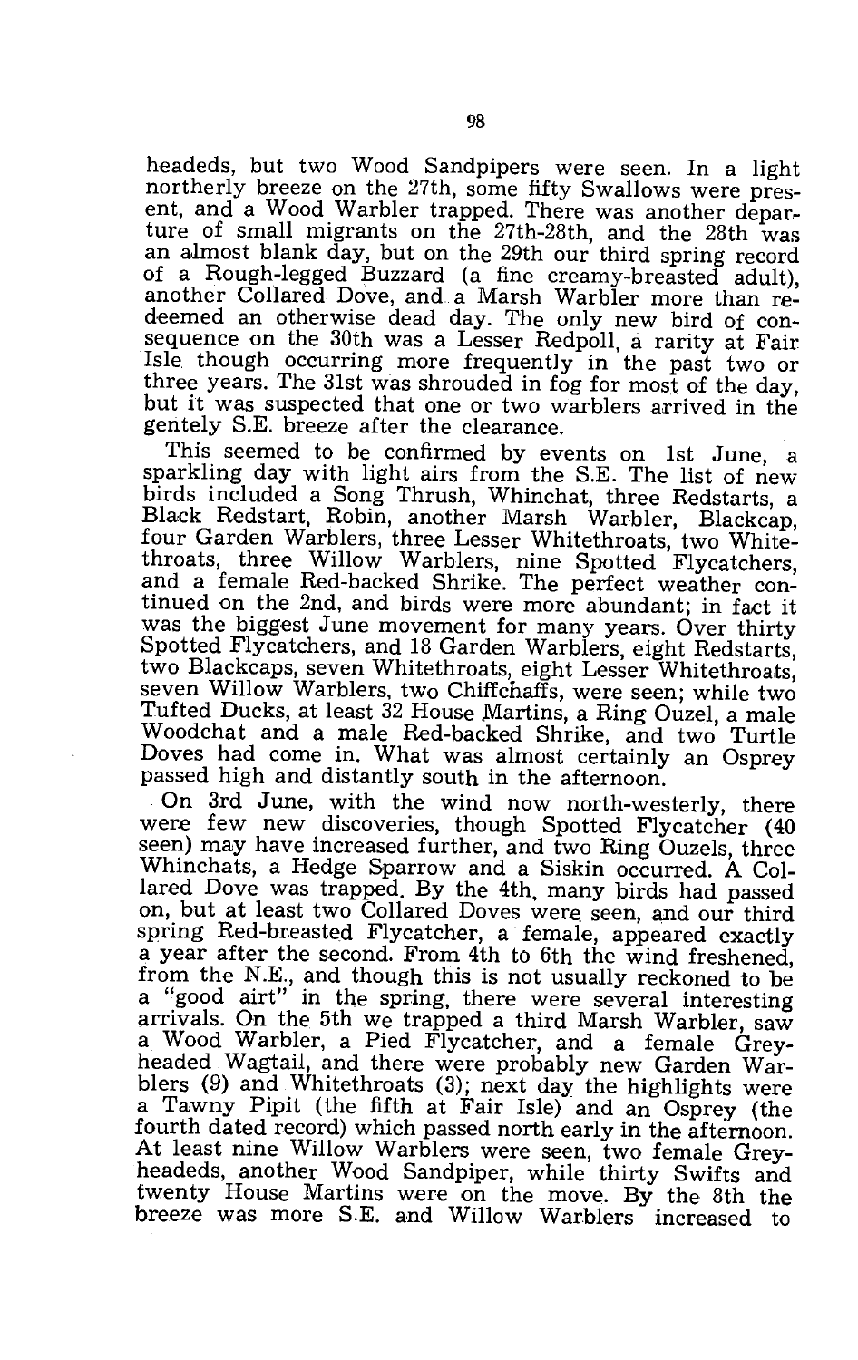headeds, but two Wood Sandpipers were seen. In a light northerly breeze on the 27th, some fifty Swallows were present, and a Wood Warbler trapped. There was another departure of small migrants on the 27th-28th, and the 28th was an almost blank day, but on the 29th our third spring record of a Rough-legged Buzzard (a fine creamy-breasted adult), another Collared Dove, and a Marsh Warbler more than redeemed an otherwise dead day. The only new bird of consequence on the 30th was a Lesser Redpoll, a rarity at Fair Isle though occurring more frequently in the past two or three years. The 31st was shrouded in fog for most of the day, but it was suspected that one or two warblers arrived in the gentely S.E. breeze after the clearance.

This seemed to be confirmed by events on 1st June, a sparkling day with light airs from the S.E. The list of new birds included a Song Thrush, Whinchat, three Redstarts, a Black Redstart, Robin, another Marsh Warbler, Blackcap, four Garden Warblers, three Lesser Whitethroats, two Whitethroats, three Willow Warblers, nine Spotted Flycatchers, and a female Red-backed Shrike. The perfect weather continued on the 2nd, and birds were more abundant; in fact it was the biggest June movement for many years. Over thirty Spotted Flycatchers, and 18 Garden Warblers, eight Redstarts, two Blackcaps, seven Whitethroats, eight Lesser Whitethroats, seven Willow Warblers, two Chiffchaffs, were seen; while two Tufted Ducks, at least 32 House Martins, a Ring Ouzel, a male Woodchat and a male Red-backed Shrike, and two Turtle Doves had come in. What was almost certainly an Osprey passed high and distantly south in the afternoon.

On 3rd June, with the wind now north-westerly, there were few new discoveries, though Spotted Flycatcher (40 seen) may have increased further, and two Ring Ouzels, three Whinchats, a Hedge Sparrow and a Siskin occurred. A Collared Dove was trapped. By the 4th, many birds had passed on, but at least two Collared Doves were seen, and our third spring Red-breasted Flycatcher, a female, appeared exactly a year after the second. From 4th to 6th the wind freshened, from the N.E., and though this is not usually reckoned to be a "good airt" in the spring, there were several interesting arrivals. On the 5th we trapped a third Marsh Warbler, saw a Wood Warbler, a Pied Flycatcher, and a female Grey-headed Wagtail, and there were probably new Garden Warblers (9) and Whitethroats (3); next day the highlights were a Tawny Pipit (the fifth at Fair Isle) and an Osprey (the fourth dated record) which passed north early in the afternoon. At least nine Willow Warblers were seen, two female Grey-headeds, another Wood Sandpiper, while thirty Swifts and twenty House Martins were on the move. By the 8th the breeze was more S.E. and Willow Warblers increased to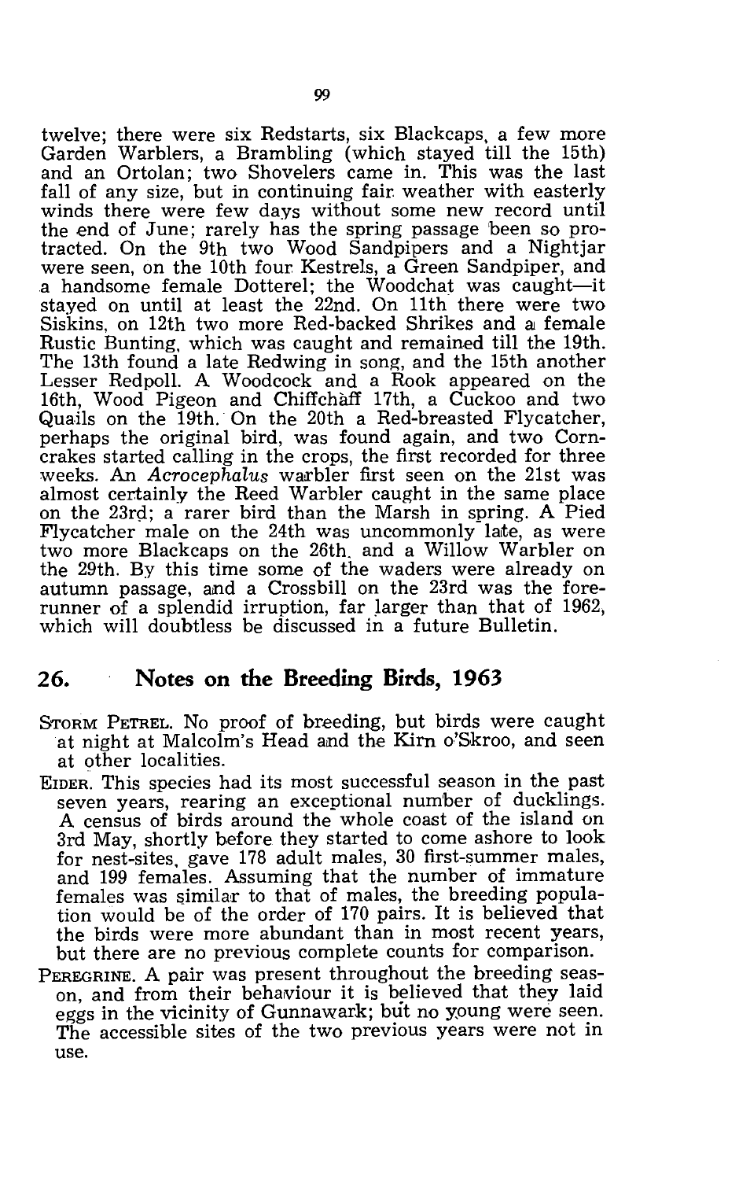twelve; there were six Redstarts, six Blackcaps, a few more Garden Warblers, a Brambling (which stayed till the 15th) and an Ortolan; two Shovelers came in. This was the last fall of any size, but in continuing fair weather with easterly winds there were few days without some new record until the end of June; rarely has the spring passage been so protracted. On the 9th two Wood Sandpipers and a Nightjar were seen, on the 10th four Kestrels, a Green Sandpiper, and a handsome female Dotterel; the Woodchat was caught—it stayed on until at least the 22nd. On 11th there were two Siskins, on 12th two more Red-backed Shrikes and a female Rustic Bunting, which was caught and remained till the 19th. The 13th found a late Redwing in song, and the 15th another Lesser Redpoll. A Woodcock and a Rook appeared on the 16th, Wood Pigeon and Chiffchaff 17th, a Cuckoo and two Quails on the 19th. On the 20th a Red-breasted Flycatcher, perhaps the original bird, was found again, and two Corncrakes started calling in the crops, the first recorded for three weeks. An *Acrocephalus* warbler first seen on the 21st was almost certainly the Reed Warbler caught in the same place on the 23rd; a rarer bird than the Marsh in spring. A Pied Flycatcher male on the 24th was uncommonly late, as were two more Blackcaps on the 26th. and a Willow Warbler on the 29th. By this time some of the waders were already on autumn passage, and a Crossbill on the 23rd was the forerunner of a splendid irruption, far larger than that of 1962, which will doubtless be discussed in a future Bulletin.

## 26. Notes on the Breeding Birds, 1963

STORM PETREL. No proof of breeding, but birds were caught at night at Malcolm's Head and the Kirn o'Skroo, and seen at other localities.

EIDER. This species had its most successful season in the past seven years, rearing an exceptional number of ducklings. A census of birds around the whole coast of the island on 3rd May, shortly before they started to come ashore to look for nest-sites, gave 178 adult males, 30 first-summer males, and 199 females. Assuming that the number of immature females was similar to that of males, the breeding population would be of the order of 170 pairs. It is believed that the birds were more abundant than in most recent years, but there are no previous complete counts for comparison.

PEREGRINE. A pair was present throughout the breeding season, and from their behaviour it is believed that they laid eggs in the vicinity of Gunnawark; but no young were seen. The accessible sites of the two previous years were not in use.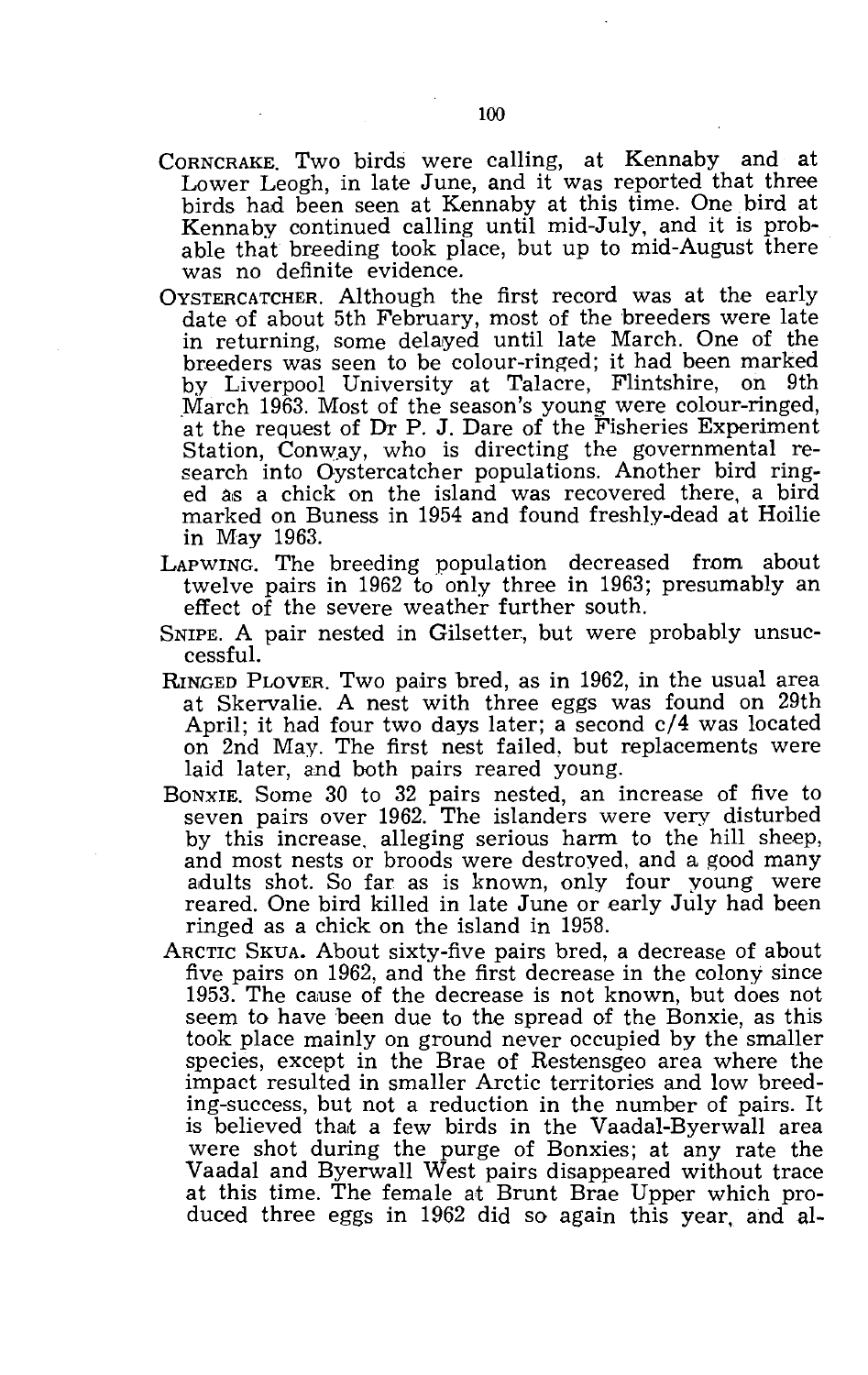CORNCRAKE. Two birds were calling, at Kennaby and at Lower Leogh, in late June, and it was reported that three birds had been seen at Kennaby at this time. One bird at Kennaby continued calling until mid-July, and it is probable that breeding took place, but up to mid-August there was no definite evidence.

OYSTERCATCHER. Although the first record was at the early date of about 5th February, most of the breeders were late in returning, some delayed until late March. One of the breeders was seen to be colour-ringed; it had been marked by Liverpool University at Talacre, Flintshire, on 9th March 1963. Most of the season's young were colour-ringed, at the request of Dr P. J. Dare of the Fisheries Experiment Station, Conway, who is directing the governmental research into Oystercatcher populations. Another bird ringed as a chick on the island was recovered there, a bird marked on Buness in 1954 and found freshly-dead at Hoilie in May 1963.

LAPWING. The breeding population decreased from about twelve pairs in 1962 to only three in 1963; presumably an effect of the severe weather further south.

SNIPE. A pair nested in Gilsetter, but were probably unsuccessful.

RINGED PLOVER. Two pairs bred, as in 1962, in the usual area at Skervalie. A nest with three eggs was found on 29th April; it had four two days later; a second c/4 was located on 2nd May. The first nest failed, but replacements were laid later, and both pairs reared young.

BONXIE. Some 30 to 32 pairs nested, an increase of five to seven pairs over 1962. The islanders were very disturbed by this increase, alleging serious harm to the hill sheep, and most nests or broods were destroyed, and a good many adults shot. So far as is known, only four young were reared. One bird killed in late June or early July had been ringed as a chick on the island in 1958.

ARCTIC SKUA. About sixty-five pairs bred, a decrease of about five pairs on 1962, and the first decrease in the colony since 1953. The cause of the decrease is not known, but does not seem to have been due to the spread of the Bonxie, as this took place mainly on ground never occupied by the smaller species, except in the Brae of Restensgeo area where the impact resulted in smaller Arctic territories and low breeding-success, but not a reduction in the number of pairs. It is believed that a few birds in the Vaadal-Byerwall area were shot during the purge of Bonxies; at any rate the Vaadal and Byerwall West pairs disappeared without trace at this time. The female at Brunt Brae Upper which produced three eggs in 1962 did so again this year, and al-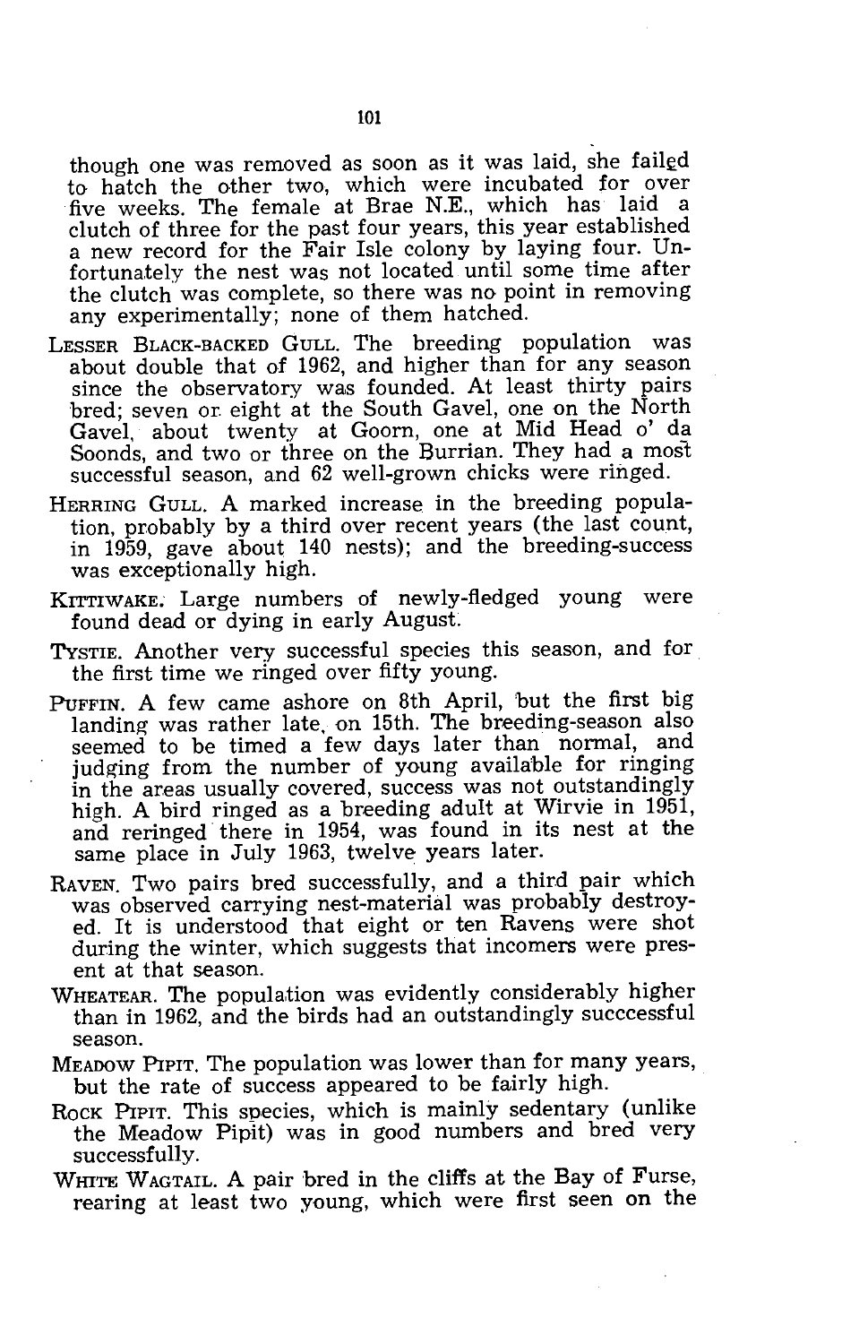though one was removed as soon as it was laid, she failed to hatch the other two, which were incubated for over five weeks. The female at Brae N.E., which has laid a clutch of three for the past four years, this year established a new record for the Fair Isle colony by laying four. Unfortunately the nest was not located until some time after the clutch was complete, so there was no point in removing any experimentally; none of them hatched.

LESSER BLACK-BACKED GULL. The breeding population was about double that of 1962, and higher than for any season since the observatory was founded. At least thirty pairs bred; seven or eight at the South Gavel, one on the North Gavel, about twenty at Goorn, one at Mid Head o' da Soonds, and two or three on the Burrian. They had a most successful season, and 62 well-grown chicks were ringed.

HERRING GULL. A marked increase in the breeding population, probably by a third over recent years (the last count, in 1959, gave about 140 nests); and the breeding-success was exceptionally high.

KITTIWAKE. Large numbers of newly-fledged young were found dead or dying in early August.

TYSTIE. Another very successful species this season, and for the first time we ringed over fifty young.

PUFFIN. A few came ashore on 8th April, but the first big landing was rather late, on 15th. The breeding-season also seemed to be timed a few days later than normal, and judging from the number of young available for ringing in the areas usually covered, success was not outstandingly high. A bird ringed as a breeding adult at Wirvie in 1951, and reringed there in 1954, was found in its nest at the same place in July 1963, twelve years later.

RAVEN. Two pairs bred successfully, and a third pair which was observed carrying nest-material was probably destroyed. It is understood that eight or ten Ravens were shot during the winter, which suggests that incomers were present at that season.

WHEATEAR. The population was evidently considerably higher than in 1962, and the birds had an outstandingly succcessful season.

MEADOW PIPIT. The population was lower than for many years, but the rate of success appeared to be fairly high.

ROCK PIPIT. This species, which is mainly sedentary (unlike the Meadow Pipit) was in good numbers and bred very successfully.

WHITE WAGTAIL. A pair bred in the cliffs at the Bay of Furse, rearing at least two young, which were first seen on the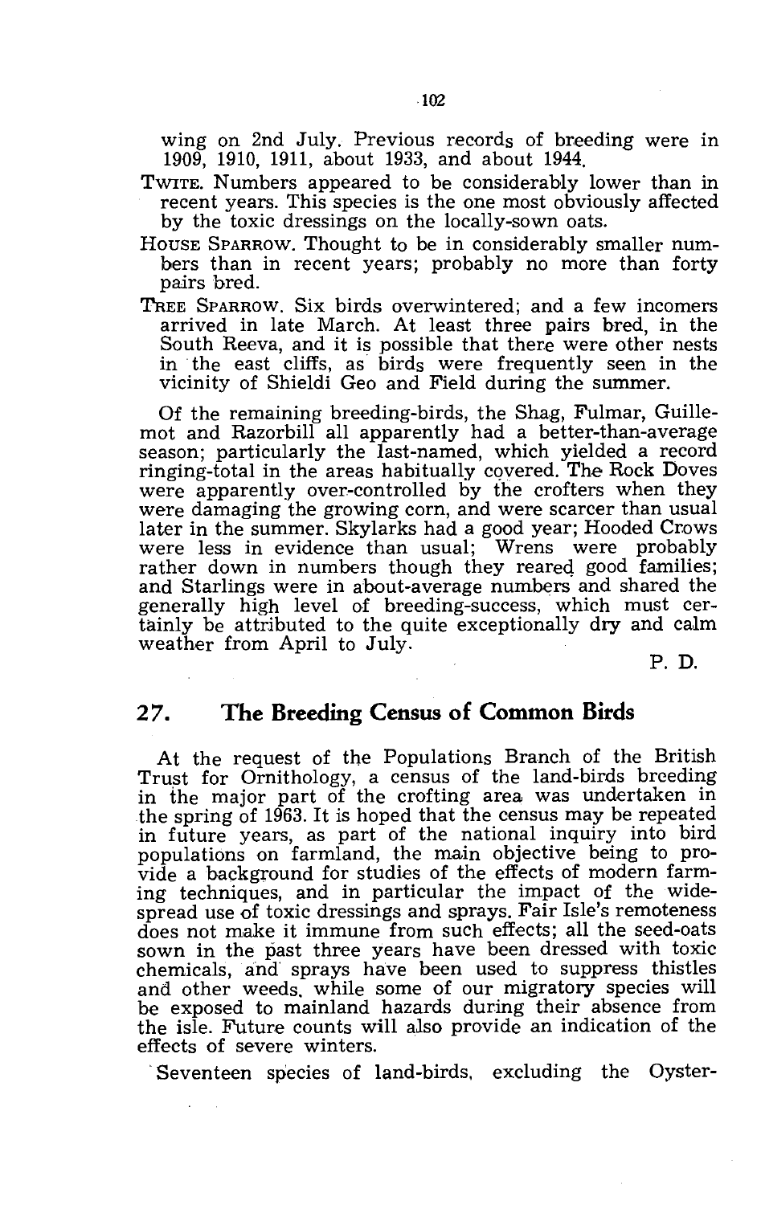wing on 2nd July. Previous records of breeding were in 1909, 1910, 1911, about 1933, and about 1944.

TWITE. Numbers appeared to be considerably lower than in recent years. This species is the one most obviously affected by the toxic dressings on the locally-sown oats.

HOUSE SPARROW. Thought to be in considerably smaller numbers than in recent years; probably no more than forty pairs bred.

TREE SPARROW. Six birds overwintered; and a few incomers arrived in late March. At least three pairs bred, in the South Reeva, and it is possible that there were other nests in the east cliffs, as birds were frequently seen in the vicinity of Shieldi Geo and Field during the summer.

Of the remaining breeding-birds, the Shag, Fulmar, Guillemot and Razorbill all apparently had a better-than-average season; particularly the last-named, which yielded a record ringing-total in the areas habitually covered. The Rock Doves were apparently over-controlled by the crofters when they were damaging the growing corn, and were scarcer than usual later in the summer. Skylarks had a good year; Hooded Crows were less in evidence than usual; Wrens were probably rather down in numbers though they reared good families; and Starlings were in about-average numbers and shared the generally high level of breeding-success, which must certainly be attributed to the quite exceptionally dry and calm weather from April to July.

P. D.

## 27. The Breeding Census of Common Birds

At the request of the Populations Branch of the British Trust for Ornithology, a census of the land-birds breeding in the major part of the crofting area was undertaken in the spring of 1963. It is hoped that the census may be repeated in future years, as part of the national inquiry into bird populations on farmland, the main objective being to provide a background for studies of the effects of modern farming techniques, and in particular the impact of the widespread use of toxic dressings and sprays. Fair Isle's remoteness does not make it immune from such effects; all the seed-oats sown in the past three years have been dressed with toxic chemicals, and sprays have been used to suppress thistles and other weeds, while some of our migratory species will be exposed to mainland hazards during their absence from the isle. Future counts will also provide an indication of the effects of severe winters.

Seventeen species of land-birds, excluding the Oyster-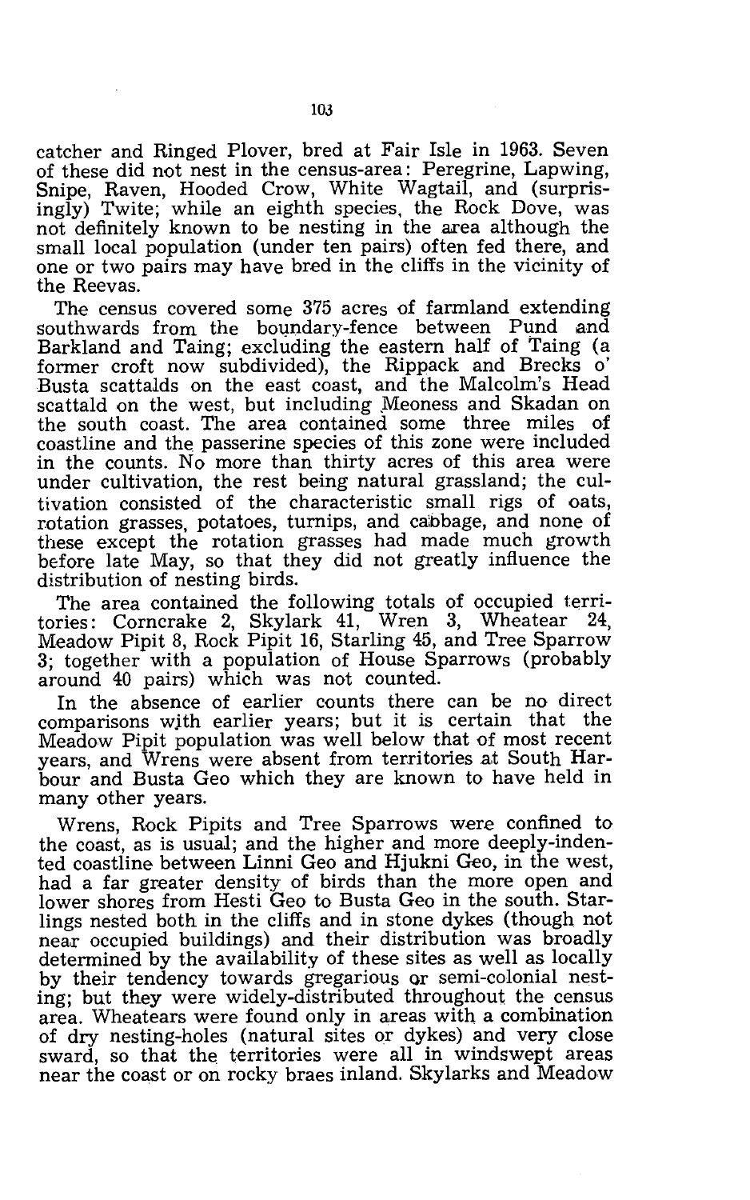catcher and Ringed Plover, bred at Fair Isle in 1963. Seven of these did not nest in the census-area: Peregrine, Lapwing, Snipe, Raven, Hooded Crow, White Wagtail, and (surprisingly) Twite; while an eighth species, the Rock Dove, was not definitely known to be nesting in the area although the small local population (under ten pairs) often fed there, and one or two pairs may have bred in the cliffs in the vicinity of the Reevas.

The census covered some 375 acres of farmland extending southwards from the boundary-fence between Pund and Barkland and Taing; excluding the eastern half of Taing (a former croft now subdivided), the Rippack and Brecks o' Busta scattalds on the east coast, and the Malcolm's Head scattald on the west, but including Meoness and Skadan on the south coast. The area contained some three miles of coastline and the passerine species of this zone were included in the counts. No more than thirty acres of this area were under cultivation, the rest being natural grassland; the cultivation consisted of the characteristic small rigs of oats, rotation grasses, potatoes, turnips, and cabbage, and none of these except the rotation grasses had made much growth before late May, so that they did not greatly influence the distribution of nesting birds.

The area contained the following totals of occupied territories: Corncrake 2, Skylark 41, Wren 3, Wheatear 24, Meadow Pipit 8, Rock Pipit 16, Starling 45, and Tree Sparrow 3; together with a population of House Sparrows (probably around 40 pairs) which was not counted.

In the absence of earlier counts there can be no direct comparisons with earlier years; but it is certain that the Meadow Pipit population was well below that of most recent years, and Wrens were absent from territories at South Harbour and Busta Geo which they are known to have held in many other years.

Wrens, Rock Pipits and Tree Sparrows were confined to the coast, as is usual; and the higher and more deeply-indented coastline between Linni Geo and Hjukni Geo, in the west, had a far greater density of birds than the more open and lower shores from Hesti Geo to Busta Geo in the south. Starlings nested both in the cliffs and in stone dykes (though not near occupied buildings) and their distribution was broadly determined by the availability of these sites as well as locally by their tendency towards gregarious or semi-colonial nesting; but they were widely-distributed throughout the census area. Wheatears were found only in areas with a combination of dry nesting-holes (natural sites or dykes) and very close sward, so that the territories were all in windswept areas near the coast or on rocky braes inland. Skylarks and Meadow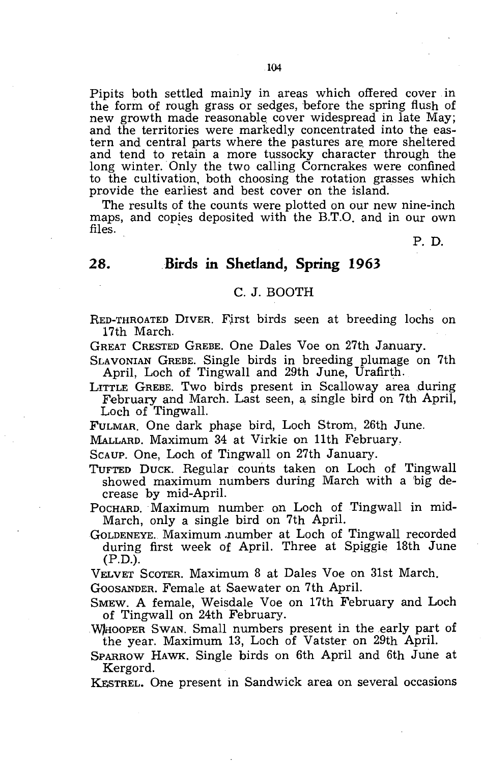Pipits both settled mainly in areas which offered cover in the form of rough grass or sedges, before the spring flush of new growth made reasonable cover widespread in late May; and the territories were markedly concentrated into the eastern and central parts where the pastures are more sheltered and tend to retain a more tussocky character through the long winter. Only the two calling Corncrakes were confined to the cultivation, both choosing the rotation grasses which provide the earliest and best cover on the island.

The results of the counts were plotted on our new nine-inch maps, and copies deposited with the B.T.O. and in our own files.

P. D.

## 28. Birds in Shetland, Spring 1963

C. J. BOOTH

RED-THROATED DIVER. First birds seen at breeding lochs on 17th March.

GREAT CRESTED GREBE. One Dales Voe on 27th January.

SLAVONIAN GREBE. Single birds in breeding plumage on 7th April, Loch of Tingwall and 29th June, Urafirth.

LITTLE GREBE. Two birds present in Scalloway area during February and March. Last seen, a single bird on 7th April, Loch of Tingwall.

FULMAR. One dark phase bird, Loch Strom, 26th June.

MALLARD. Maximum 34 at Virkie on 11th February.

SCAUP. One, Loch of Tingwall on 27th January.

TUFTED DUCK. Regular counts taken on Loch of Tingwall showed maximum numbers during March with a big decrease by mid-April.

POCHARD. Maximum number on Loch of Tingwall in mid-March, only a single bird on 7th April.

GOLDENEYE. Maximum number at Loch of Tingwall recorded during first week of April. Three at Spiggie 18th June (P.D.).

VELVET SCOTER. Maximum 8 at Dales Voe on 31st March.

GOOSANDER. Female at Saewater on 7th April.

SMEW. A female, Weisdale Voe on 17th February and Loch of Tingwall on 24th February.

WHOOPER SWAN. Small numbers present in the early part of the year. Maximum 13, Loch of Vatster on 29th April.

SPARROW HAWK. Single birds on 6th April and 6th June at Kergord.

KESTREL. One present in Sandwick area on several occasions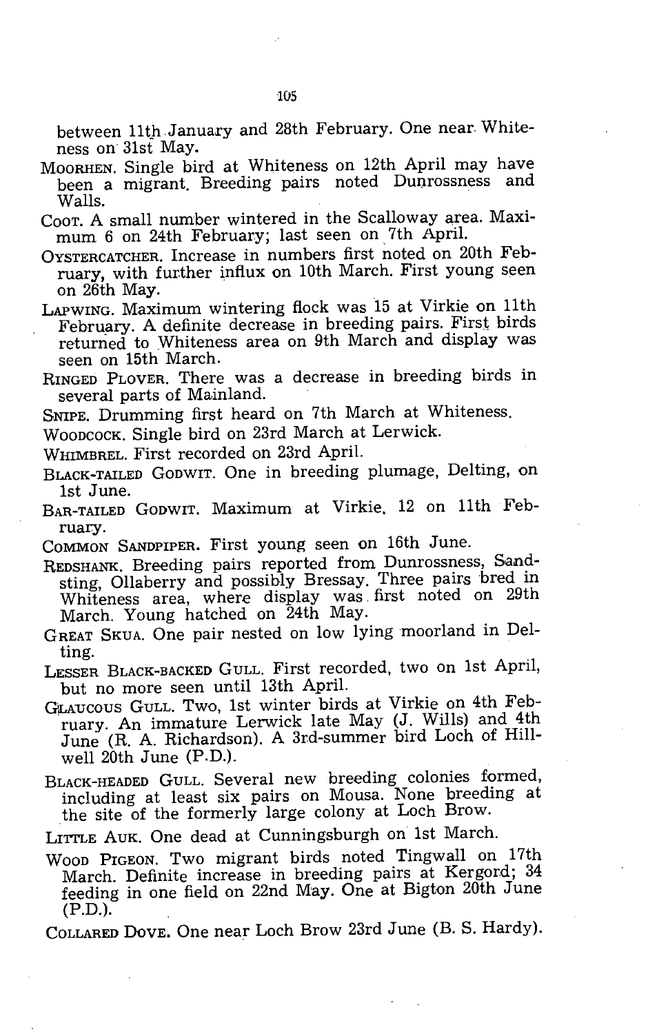between 11th January and 28th February. One near Whiteness on 31st May.

MOORHEN. Single bird at Whiteness on 12th April may have been a migrant. Breeding pairs noted Dunrossness and Walls.

COOT. A small number wintered in the Scalloway area. Maximum 6 on 24th February; last seen on 7th April.

OYSTERCATCHER. Increase in numbers first noted on 20th February, with further influx on 10th March. First young seen on 26th May.

LAPWING. Maximum wintering flock was 15 at Virkie on 11th February. A definite decrease in breeding pairs. First birds returned to Whiteness area on 9th March and display was seen on 15th March.

RINGED PLOVER. There was a decrease in breeding birds in several parts of Mainland.

SNIPE. Drumming first heard on 7th March at Whiteness.

WOODCOCK. Single bird on 23rd March at Lerwick.

WHIMBREL. First recorded on 23rd April.

BLACK-TAILED GODWIT. One in breeding plumage, Delting, on 1st June.

BAR-TAILED GODWIT. Maximum at Virkie, 12 on 11th February.

COMMON SANDPIPER. First young seen on 16th June.

REDSHANK. Breeding pairs reported from Dunrossness, Sandsting, Ollaberry and possibly Bressay. Three pairs bred in Whiteness area, where display was first noted on 29th March. Young hatched on 24th May.

GREAT SKUA. One pair nested on low lying moorland in Delting.

LESSER BLACK-BACKED GULL. First recorded, two on 1st April, but no more seen until 13th April.

GLAUCOUS GULL. Two, 1st winter birds at Virkie on 4th February. An immature Lerwick late May (J. Wills) and 4th June (R. A. Richardson). A 3rd-summer bird Loch of Hillwell 20th June (P.D.).

BLACK-HEADED GULL. Several new breeding colonies formed, including at least six pairs on Mousa. None breeding at the site of the formerly large colony at Loch Brow.

LITTLE AUK. One dead at Cunningsburgh on 1st March.

WOOD PIGEON. Two migrant birds noted Tingwall on 17th March. Definite increase in breeding pairs at Kergord; 34 feeding in one field on 22nd May. One at Bigton 20th June (P.D.).

COLLARED DOVE. One near Loch Brow 23rd June (B. S. Hardy).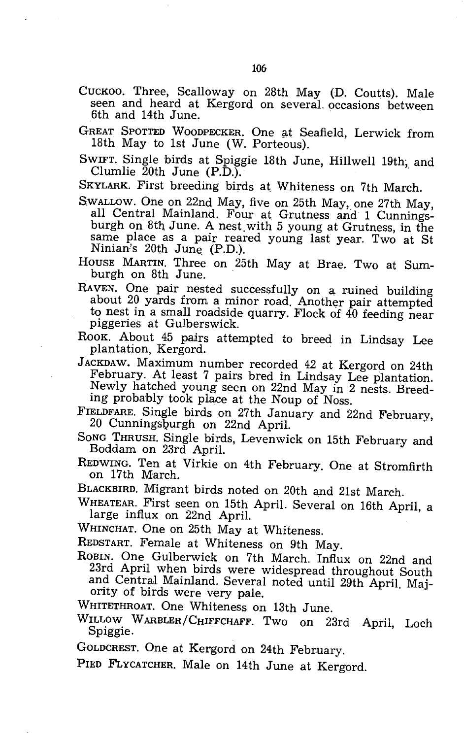CUCKOO. Three, Scalloway on 28th May (D. Coutts). Male seen and heard at Kergord on several occasions between 6th and 14th June.

GREAT SPOTTED WOODPECKER. One at Seafield, Lerwick from 18th May to 1st June (W. Porteous).

SWIFT. Single birds at Spiggie 18th June, Hillwell 19th, and Clumlie 20th June (P.D.).

SKYLARK. First breeding birds at Whiteness on 7th March.

SWALLOW. One on 22nd May, five on 25th May, one 27th May, all Central Mainland. Four at Grutness and 1 Cunningsburgh on 8th June. A nest with 5 young at Grutness, in the same place as a pair reared young last year. Two at St Ninian's 20th June (P.D.).

HOUSE MARTIN. Three on 25th May at Brae. Two at Sumburgh on 8th June.

RAVEN. One pair nested successfully on a ruined building about 20 yards from a minor road. Another pair attempted to nest in a small roadside quarry. Flock of 40 feeding near piggeries at Gulberswick.

ROOK. About 45 pairs attempted to breed in Lindsay Lee plantation, Kergord.

JACKDAW. Maximum number recorded 42 at Kergord on 24th February. At least 7 pairs bred in Lindsay Lee plantation. Newly hatched young seen on 22nd May in 2 nests. Breeding probably took place at the Noup of Noss.

FIELDFARE. Single birds on 27th January and 22nd February, 20 Cunningsburgh on 22nd April.

SONG THRUSH. Single birds, Levenwick on 15th February and Boddam on 23rd April.

REDWING. Ten at Virkie on 4th February. One at Stromfirth on 17th March.

BLACKBIRD. Migrant birds noted on 20th and 21st March.

WHEATEAR. First seen on 15th April. Several on 16th April, a large influx on 22nd April.

WHINCHAT. One on 25th May at Whiteness.

REDSTART. Female at Whiteness on 9th May.

ROBIN. One Gulberwick on 7th March. Influx on 22nd and 23rd April when birds were widespread throughout South and Central Mainland. Several noted until 29th April. Majority of birds were very pale.

WHITETHROAT. One Whiteness on 13th June.

WILLOW WARBLER/CHIFFCHAFF. Two on 23rd April, Loch Spiggie.

GOLDCREST. One at Kergord on 24th February.

PIED FLYCATCHER. Male on 14th June at Kergord.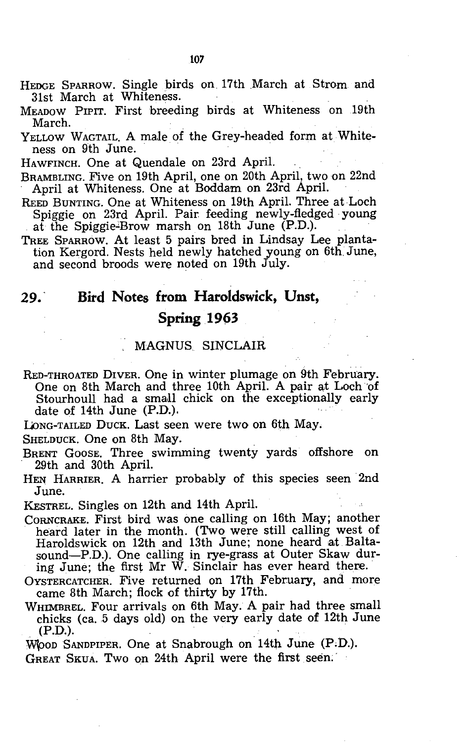HEDGE SPARROW. Single birds on 17th March at Strom and 31st March at Whiteness.

MEADOW PIPIT. First breeding birds at Whiteness on 19th March.

YELLOW WAGTAIL. A male of the Grey-headed form at Whiteness on 9th June.

HAWFINCH. One at Quendale on 23rd April.

BRAMBLING. Five on 19th April, one on 20th April, two on 22nd April at Whiteness. One at Boddam on 23rd April.

REED BUNTING. One at Whiteness on 19th April. Three at Loch Spiggie on 23rd April. Pair feeding newly-fledged young at the Spiggie-Brow marsh on 18th June (P.D.).

TREE SPARROW. At least 5 pairs bred in Lindsay Lee plantation Kergord. Nests held newly hatched young on 6th June, and second broods were noted on 19th July.

## 29. Bird Notes from Haroldswick, Unst, Spring 1963

MAGNUS SINCLAIR

RED-THROATED DIVER. One in winter plumage on 9th February. One on 8th March and three 10th April. A pair at Loch of Stourhoull had a small chick on the exceptionally early date of 14th June (P.D.).

LONG-TAILED DUCK. Last seen were two on 6th May.

SHELDUCK. One on 8th May.

BRENT GOOSE. Three swimming twenty yards offshore on 29th and 30th April.

HEN HARRIER. A harrier probably of this species seen 2nd June.

KESTREL. Singles on 12th and 14th April.

CORNCRAKE. First bird was one calling on 16th May; another heard later in the month. (Two were still calling west of Haroldswick on 12th and 13th June; none heard at Baltasound—P.D.). One calling in rye-grass at Outer Skaw during June; the first Mr W. Sinclair has ever heard there.

OYSTERCATCHER. Five returned on 17th February, and more came 8th March; flock of thirty by 17th.

WHIMBREL. Four arrivals on 6th May. A pair had three small chicks (ca. 5 days old) on the very early date of 12th June (P.D.).

WOOD SANDPIPER. One at Snabrough on 14th June (P.D.).

GREAT SKUA. Two on 24th April were the first seen.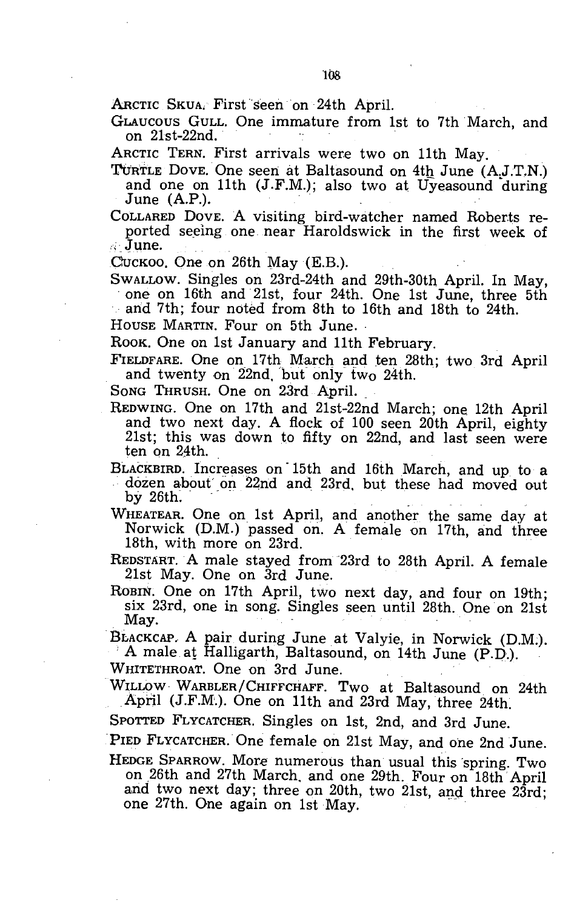ARCTIC SKUA. First seen on 24th April.

GLAUCOUS GULL. One immature from 1st to 7th March, and on 21st-22nd.

ARCTIC TERN. First arrivals were two on 11th May.

TURTLE DOVE. One seen at Baltasound on 4th June (A.J.T.N.) and one on 11th (J.F.M.); also two at Uyeasound during June (A.P.).

COLLARED DOVE. A visiting bird-watcher named Roberts reported seeing one near Haroldswick in the first week of June.

CUCKOO. One on 26th May (E.B.).

SWALLOW. Singles on 23rd-24th and 29th-30th April. In May, one on 16th and 21st, four 24th. One 1st June, three 5th and 7th; four noted from 8th to 16th and 18th to 24th.

HOUSE MARTIN. Four on 5th June.

ROOK. One on 1st January and 11th February.

FIELDFARE. One on 17th March and ten 28th; two 3rd April and twenty on 22nd, but only two 24th.

SONG THRUSH. One on 23rd April.

REDWING. One on 17th and 21st-22nd March; one 12th April and two next day. A flock of 100 seen 20th April, eighty 21st; this was down to fifty on 22nd, and last seen were ten on 24th.

BLACKBIRD. Increases on 15th and 16th March, and up to a dozen about on 22nd and 23rd, but these had moved out by 26th.

WHEATEAR. One on 1st April, and another the same day at Norwick (D.M.) passed on. A female on 17th, and three 18th, with more on 23rd.

REDSTART. A male stayed from 23rd to 28th April. A female 21st May. One on 3rd June.

ROBIN. One on 17th April, two next day, and four on 19th; six 23rd, one in song. Singles seen until 28th. One on 21st May.

BLACKCAP. A pair during June at Valyie, in Norwick (D.M.). A male at Halligarth, Baltasound, on 14th June (P.D.).

WHITETHROAT. One on 3rd June.

WILLOW WARBLER/CHIFFCHAFF. Two at Baltasound on 24th April (J.F.M.). One on 11th and 23rd May, three 24th.

SPOTTED FLYCATCHER. Singles on 1st, 2nd, and 3rd June.

PIED FLYCATCHER. One female on 21st May, and one 2nd June.

HEDGE SPARROW. More numerous than usual this spring. Two on 26th and 27th March, and one 29th. Four on 18th April and two next day; three on 20th, two 21st, and three 23rd; one 27th. One again on 1st May.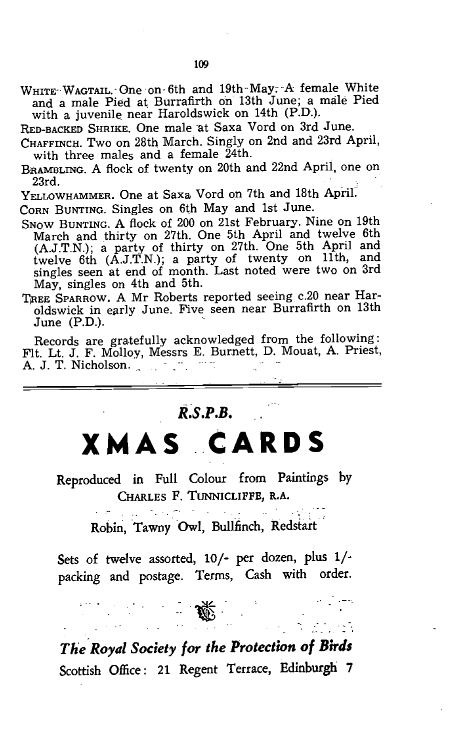WHITE WAGTAIL. One on 6th and 19th May. A female White and a male Pied at Burrafirth on 13th June; a male Pied with a juvenile near Haroldswick on 14th (P.D.).

RED-BACKED SHRIKE. One male at Saxa Vord on 3rd June.

CHAFFINCH. Two on 28th March. Singly on 2nd and 23rd April, with three males and a female 24th.

BRAMBLING. A flock of twenty on 20th and 22nd April, one on 23rd.

YELLOWHAMMER. One at Saxa Vord on 7th and 18th April.

CORN BUNTING. Singles on 6th May and 1st June.

SNOW BUNTING. A flock of 200 on 21st February. Nine on 19th March and thirty on 27th. One 5th April and twelve 6th (A.J.T.N.); a party of thirty on 27th. One 5th April and twelve 6th (A.J.T.N.); a party of twenty on 11th, and singles seen at end of month. Last noted were two on 3rd May, singles on 4th and 5th.

TREE SPARROW. A Mr Roberts reported seeing c.20 near Haroldswick in early June. Five seen near Burrafirth on 13th June (P.D.).

Records are gratefully acknowledged from the following: Flt. Lt. J. F. Molloy, Messrs E. Burnett, D. Mouat, A. Priest, A. J. T. Nicholson.

---

***R.S.P.B.***

# XMAS CARDS

Reproduced in Full Colour from Paintings by
CHARLES F. TUNNICLIFFE, R.A.

Robin, Tawny Owl, Bullfinch, Redstart

Sets of twelve assorted, 10/- per dozen, plus 1/- packing and postage. Terms, Cash with order.

***The Royal Society for the Protection of Birds***

Scottish Office: 21 Regent Terrace, Edinburgh 7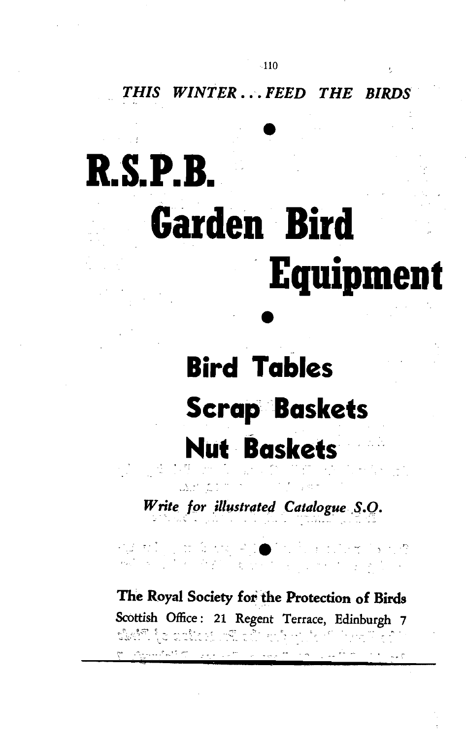*THIS WINTER . . . FEED THE BIRDS*

# R.S.P.B.

# Garden Bird Equipment

## Bird Tables
## Scrap Baskets
## Nut Baskets

*Write for illustrated Catalogue S.O.*

**The Royal Society for the Protection of Birds**

Scottish Office: 21 Regent Terrace, Edinburgh 7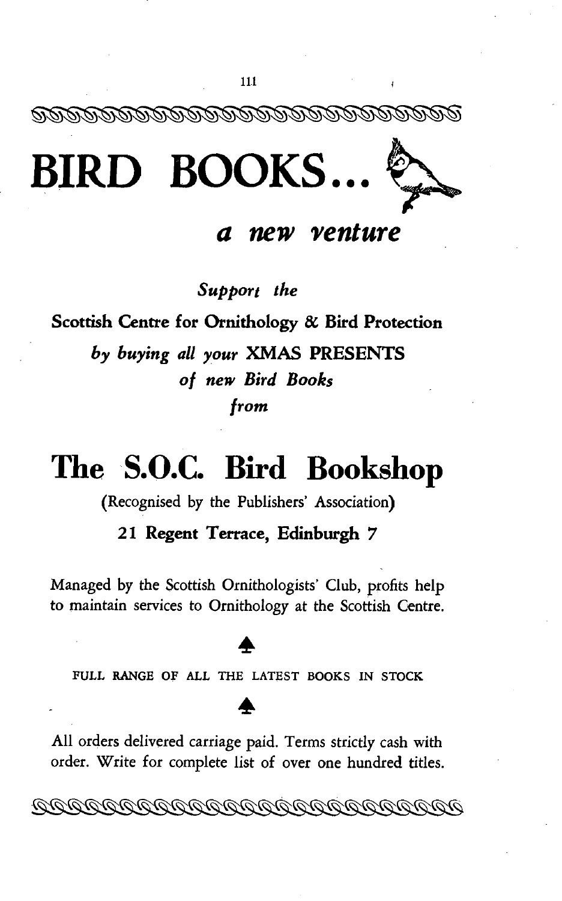# BIRD BOOKS...

## *a new venture*

*Support the*

**Scottish Centre for Ornithology & Bird Protection**

*by buying all your* **XMAS PRESENTS** *of new Bird Books from*

# The S.O.C. Bird Bookshop

(Recognised by the Publishers' Association)

**21 Regent Terrace, Edinburgh 7**

Managed by the Scottish Ornithologists' Club, profits help to maintain services to Ornithology at the Scottish Centre.

FULL RANGE OF ALL THE LATEST BOOKS IN STOCK

All orders delivered carriage paid. Terms strictly cash with order. Write for complete list of over one hundred titles.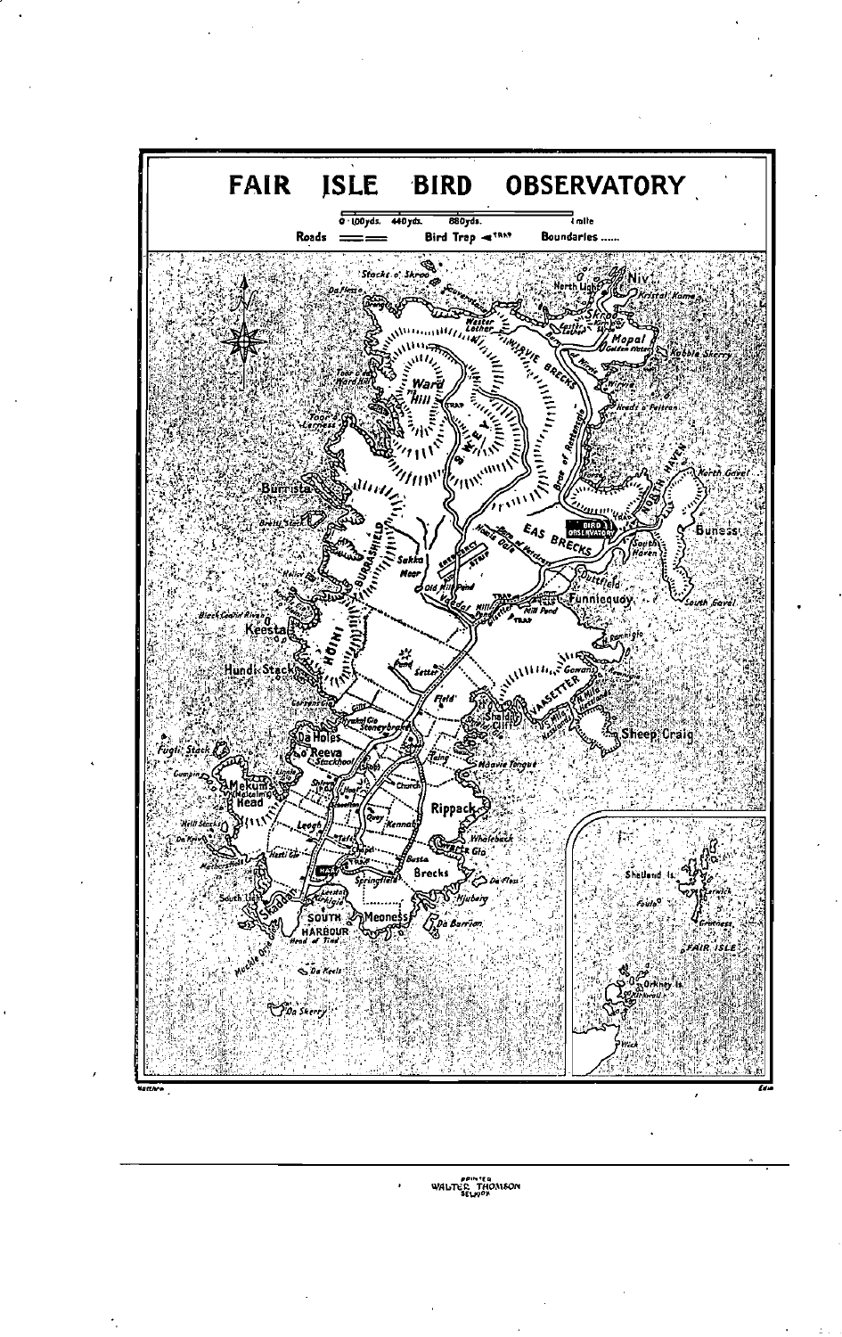# FAIR ISLE BIRD OBSERVATORY

0 · 100yds. 440yds. 880yds. 1 mile

Roads ═══ Bird Trap ◄TRAP Boundaries ......

PRINTED
WALTER THOMSON
SELKIRK